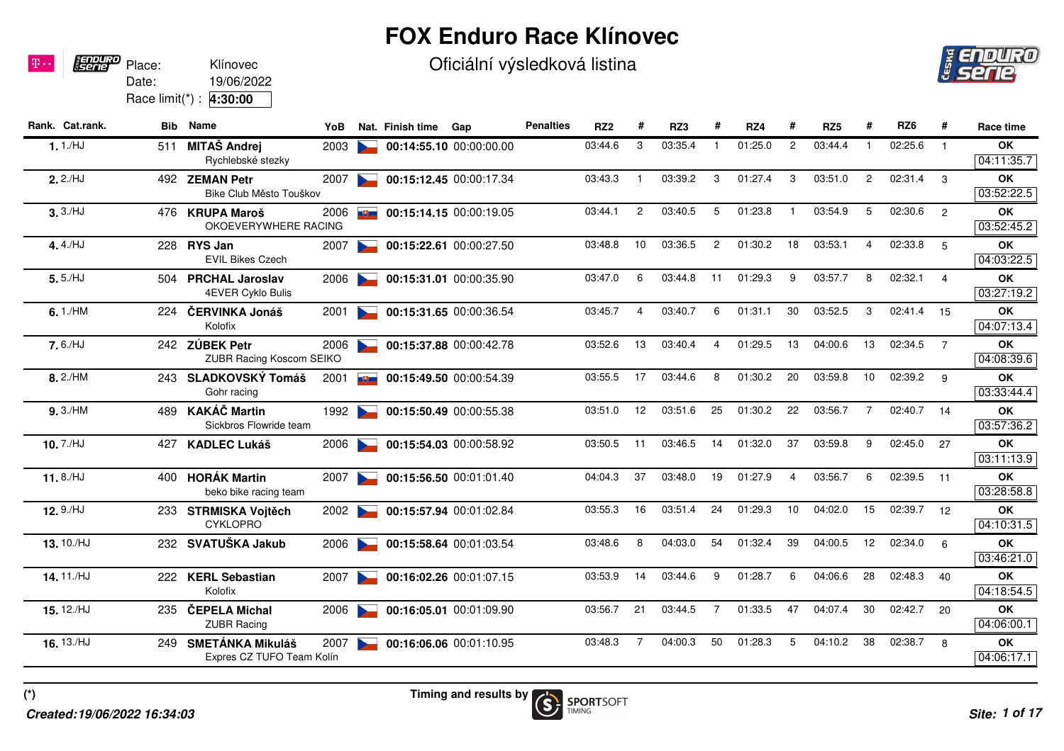# FOX Enduro Race Klínovec

## Oficiální výsledková listina

Place: Klínovec
Date: 19/06/2022
Race limit(*) : 4:30:00

| Rank. | Cat.rank. | Bib | Name | YoB | Nat. | Finish time | Gap | Penalties | RZ2 | # | RZ3 | # | RZ4 | # | RZ5 | # | RZ6 | # | Race time |
|---|---|---|---|---|---|---|---|---|---|---|---|---|---|---|---|---|---|---|---|
| 1. | 1./HJ | 511 | **MITAŠ Andrej** Rychlebské stezky | 2003 | CZE | **00:14:55.10** | 00:00:00.00 | | 03:44.6 | 3 | 03:35.4 | 1 | 01:25.0 | 2 | 03:44.4 | 1 | 02:25.6 | 1 | **OK** 04:11:35.7 |
| 2. | 2./HJ | 492 | **ZEMAN Petr** Bike Club Město Touškov | 2007 | CZE | **00:15:12.45** | 00:00:17.34 | | 03:43.3 | 1 | 03:39.2 | 3 | 01:27.4 | 3 | 03:51.0 | 2 | 02:31.4 | 3 | **OK** 03:52:22.5 |
| 3. | 3./HJ | 476 | **KRUPA Maroš** OKOEVERYWHERE RACING | 2006 | SVK | **00:15:14.15** | 00:00:19.05 | | 03:44.1 | 2 | 03:40.5 | 5 | 01:23.8 | 1 | 03:54.9 | 5 | 02:30.6 | 2 | **OK** 03:52:45.2 |
| 4. | 4./HJ | 228 | **RYS Jan** EVIL Bikes Czech | 2007 | CZE | **00:15:22.61** | 00:00:27.50 | | 03:48.8 | 10 | 03:36.5 | 2 | 01:30.2 | 18 | 03:53.1 | 4 | 02:33.8 | 5 | **OK** 04:03:22.5 |
| 5. | 5./HJ | 504 | **PRCHAL Jaroslav** 4EVER Cyklo Bulis | 2006 | CZE | **00:15:31.01** | 00:00:35.90 | | 03:47.0 | 6 | 03:44.8 | 11 | 01:29.3 | 9 | 03:57.7 | 8 | 02:32.1 | 4 | **OK** 03:27:19.2 |
| 6. | 1./HM | 224 | **ČERVINKA Jonáš** Kolofix | 2001 | CZE | **00:15:31.65** | 00:00:36.54 | | 03:45.7 | 4 | 03:40.7 | 6 | 01:31.1 | 30 | 03:52.5 | 3 | 02:41.4 | 15 | **OK** 04:07:13.4 |
| 7. | 6./HJ | 242 | **ZÚBEK Petr** ZUBR Racing Koscom SEIKO | 2006 | CZE | **00:15:37.88** | 00:00:42.78 | | 03:52.6 | 13 | 03:40.4 | 4 | 01:29.5 | 13 | 04:00.6 | 13 | 02:34.5 | 7 | **OK** 04:08:39.6 |
| 8. | 2./HM | 243 | **SLADKOVSKÝ Tomáš** Gohr racing | 2001 | SVK | **00:15:49.50** | 00:00:54.39 | | 03:55.5 | 17 | 03:44.6 | 8 | 01:30.2 | 20 | 03:59.8 | 10 | 02:39.2 | 9 | **OK** 03:33:44.4 |
| 9. | 3./HM | 489 | **KAKÁČ Martin** Sickbros Flowride team | 1992 | CZE | **00:15:50.49** | 00:00:55.38 | | 03:51.0 | 12 | 03:51.6 | 25 | 01:30.2 | 22 | 03:56.7 | 7 | 02:40.7 | 14 | **OK** 03:57:36.2 |
| 10. | 7./HJ | 427 | **KADLEC Lukáš** | 2006 | CZE | **00:15:54.03** | 00:00:58.92 | | 03:50.5 | 11 | 03:46.5 | 14 | 01:32.0 | 37 | 03:59.8 | 9 | 02:45.0 | 27 | **OK** 03:11:13.9 |
| 11. | 8./HJ | 400 | **HORÁK Martin** beko bike racing team | 2007 | CZE | **00:15:56.50** | 00:01:01.40 | | 04:04.3 | 37 | 03:48.0 | 19 | 01:27.9 | 4 | 03:56.7 | 6 | 02:39.5 | 11 | **OK** 03:28:58.8 |
| 12. | 9./HJ | 233 | **STRMISKA Vojtěch** CYKLOPRO | 2002 | CZE | **00:15:57.94** | 00:01:02.84 | | 03:55.3 | 16 | 03:51.4 | 24 | 01:29.3 | 10 | 04:02.0 | 15 | 02:39.7 | 12 | **OK** 04:10:31.5 |
| 13. | 10./HJ | 232 | **SVATUŠKA Jakub** | 2006 | CZE | **00:15:58.64** | 00:01:03.54 | | 03:48.6 | 8 | 04:03.0 | 54 | 01:32.4 | 39 | 04:00.5 | 12 | 02:34.0 | 6 | **OK** 03:46:21.0 |
| 14. | 11./HJ | 222 | **KERL Sebastian** Kolofix | 2007 | CZE | **00:16:02.26** | 00:01:07.15 | | 03:53.9 | 14 | 03:44.6 | 9 | 01:28.7 | 6 | 04:06.6 | 28 | 02:48.3 | 40 | **OK** 04:18:54.5 |
| 15. | 12./HJ | 235 | **ČEPELA Michal** ZUBR Racing | 2006 | CZE | **00:16:05.01** | 00:01:09.90 | | 03:56.7 | 21 | 03:44.5 | 7 | 01:33.5 | 47 | 04:07.4 | 30 | 02:42.7 | 20 | **OK** 04:06:00.1 |
| 16. | 13./HJ | 249 | **SMETÁNKA Mikuláš** Expres CZ TUFO Team Kolín | 2007 | CZE | **00:16:06.06** | 00:01:10.95 | | 03:48.3 | 7 | 04:00.3 | 50 | 01:28.3 | 5 | 04:10.2 | 38 | 02:38.7 | 8 | **OK** 04:06:17.1 |

(*)

Timing and results by SPORTSOFT TIMING

*Created:19/06/2022 16:34:03*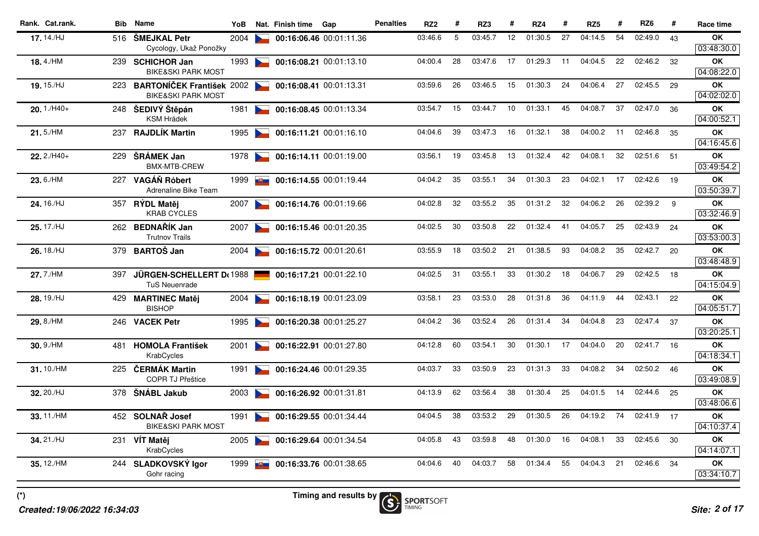| Rank. | Cat.rank. | Bib | Name | YoB | Nat. | Finish time | Gap | Penalties | RZ2 | # | RZ3 | # | RZ4 | # | RZ5 | # | RZ6 | # | Race time |
|---|---|---|---|---|---|---|---|---|---|---|---|---|---|---|---|---|---|---|---|
| 17. | 14./HJ | 516 | **ŠMEJKAL Petr**<br>Cycology, Ukaž Ponožky | 2004 | | **00:16:06.46** | 00:01:11.36 | | 03:46.6 | 5 | 03:45.7 | 12 | 01:30.5 | 27 | 04:14.5 | 54 | 02:49.0 | 43 | **OK**<br>03:48:30.0 |
| 18. | 4./HM | 239 | **SCHICHOR Jan**<br>BIKE&SKI PARK MOST | 1993 | | **00:16:08.21** | 00:01:13.10 | | 04:00.4 | 28 | 03:47.6 | 17 | 01:29.3 | 11 | 04:04.5 | 22 | 02:46.2 | 32 | **OK**<br>04:08:22.0 |
| 19. | 15./HJ | 223 | **BARTONÍČEK František**<br>BIKE&SKI PARK MOST | 2002 | | **00:16:08.41** | 00:01:13.31 | | 03:59.6 | 26 | 03:46.5 | 15 | 01:30.3 | 24 | 04:06.4 | 27 | 02:45.5 | 29 | **OK**<br>04:02:02.0 |
| 20. | 1./H40+ | 248 | **ŠEDIVÝ Štěpán**<br>KSM Hrádek | 1981 | | **00:16:08.45** | 00:01:13.34 | | 03:54.7 | 15 | 03:44.7 | 10 | 01:33.1 | 45 | 04:08.7 | 37 | 02:47.0 | 36 | **OK**<br>04:00:52.1 |
| 21. | 5./HM | 237 | **RAJDLÍK Martin** | 1995 | | **00:16:11.21** | 00:01:16.10 | | 04:04.6 | 39 | 03:47.3 | 16 | 01:32.1 | 38 | 04:00.2 | 11 | 02:46.8 | 35 | **OK**<br>04:16:45.6 |
| 22. | 2./H40+ | 229 | **ŠRÁMEK Jan**<br>BMX-MTB-CREW | 1978 | | **00:16:14.11** | 00:01:19.00 | | 03:56.1 | 19 | 03:45.8 | 13 | 01:32.4 | 42 | 04:08.1 | 32 | 02:51.6 | 51 | **OK**<br>03:49:54.2 |
| 23. | 6./HM | 227 | **VAGÁŇ Róbert**<br>Adrenaline Bike Team | 1999 | | **00:16:14.55** | 00:01:19.44 | | 04:04.2 | 35 | 03:55.1 | 34 | 01:30.3 | 23 | 04:02.1 | 17 | 02:42.6 | 19 | **OK**<br>03:50:39.7 |
| 24. | 16./HJ | 357 | **RÝDL Matěj**<br>KRAB CYCLES | 2007 | | **00:16:14.76** | 00:01:19.66 | | 04:02.8 | 32 | 03:55.2 | 35 | 01:31.2 | 32 | 04:06.2 | 26 | 02:39.2 | 9 | **OK**<br>03:32:46.9 |
| 25. | 17./HJ | 262 | **BEDNAŘÍK Jan**<br>Trutnov Trails | 2007 | | **00:16:15.46** | 00:01:20.35 | | 04:02.5 | 30 | 03:50.8 | 22 | 01:32.4 | 41 | 04:05.7 | 25 | 02:43.9 | 24 | **OK**<br>03:53:00.3 |
| 26. | 18./HJ | 379 | **BARTOŠ Jan** | 2004 | | **00:16:15.72** | 00:01:20.61 | | 03:55.9 | 18 | 03:50.2 | 21 | 01:38.5 | 93 | 04:08.2 | 35 | 02:42.7 | 20 | **OK**<br>03:48:48.9 |
| 27. | 7./HM | 397 | **JÜRGEN-SCHELLERT D**<br>TuS Neuenrade | 1988 | | **00:16:17.21** | 00:01:22.10 | | 04:02.5 | 31 | 03:55.1 | 33 | 01:30.2 | 18 | 04:06.7 | 29 | 02:42.5 | 18 | **OK**<br>04:15:04.9 |
| 28. | 19./HJ | 429 | **MARTINEC Matěj**<br>BISHOP | 2004 | | **00:16:18.19** | 00:01:23.09 | | 03:58.1 | 23 | 03:53.0 | 28 | 01:31.8 | 36 | 04:11.9 | 44 | 02:43.1 | 22 | **OK**<br>04:05:51.7 |
| 29. | 8./HM | 246 | **VACEK Petr** | 1995 | | **00:16:20.38** | 00:01:25.27 | | 04:04.2 | 36 | 03:52.4 | 26 | 01:31.4 | 34 | 04:04.8 | 23 | 02:47.4 | 37 | **OK**<br>03:20:25.1 |
| 30. | 9./HM | 481 | **HOMOLA František**<br>KrabCycles | 2001 | | **00:16:22.91** | 00:01:27.80 | | 04:12.8 | 60 | 03:54.1 | 30 | 01:30.1 | 17 | 04:04.0 | 20 | 02:41.7 | 16 | **OK**<br>04:18:34.1 |
| 31. | 10./HM | 225 | **ČERMÁK Martin**<br>COPR TJ Přeštice | 1991 | | **00:16:24.46** | 00:01:29.35 | | 04:03.7 | 33 | 03:50.9 | 23 | 01:31.3 | 33 | 04:08.2 | 34 | 02:50.2 | 46 | **OK**<br>03:49:08.9 |
| 32. | 20./HJ | 378 | **ŠNÁBL Jakub** | 2003 | | **00:16:26.92** | 00:01:31.81 | | 04:13.9 | 62 | 03:56.4 | 38 | 01:30.4 | 25 | 04:01.5 | 14 | 02:44.6 | 25 | **OK**<br>03:48:06.6 |
| 33. | 11./HM | 452 | **SOLNAŘ Josef**<br>BIKE&SKI PARK MOST | 1991 | | **00:16:29.55** | 00:01:34.44 | | 04:04.5 | 38 | 03:53.2 | 29 | 01:30.5 | 26 | 04:19.2 | 74 | 02:41.9 | 17 | **OK**<br>04:10:37.4 |
| 34. | 21./HJ | 231 | **VÍT Matěj**<br>KrabCycles | 2005 | | **00:16:29.64** | 00:01:34.54 | | 04:05.8 | 43 | 03:59.8 | 48 | 01:30.0 | 16 | 04:08.1 | 33 | 02:45.6 | 30 | **OK**<br>04:14:07.1 |
| 35. | 12./HM | 244 | **SLADKOVSKÝ Igor**<br>Gohr racing | 1999 | | **00:16:33.76** | 00:01:38.65 | | 04:04.6 | 40 | 04:03.7 | 58 | 01:34.4 | 55 | 04:04.3 | 21 | 02:46.6 | 34 | **OK**<br>03:34:10.7 |

(*)

*Created:19/06/2022 16:34:03*

Timing and results by SPORTSOFT TIMING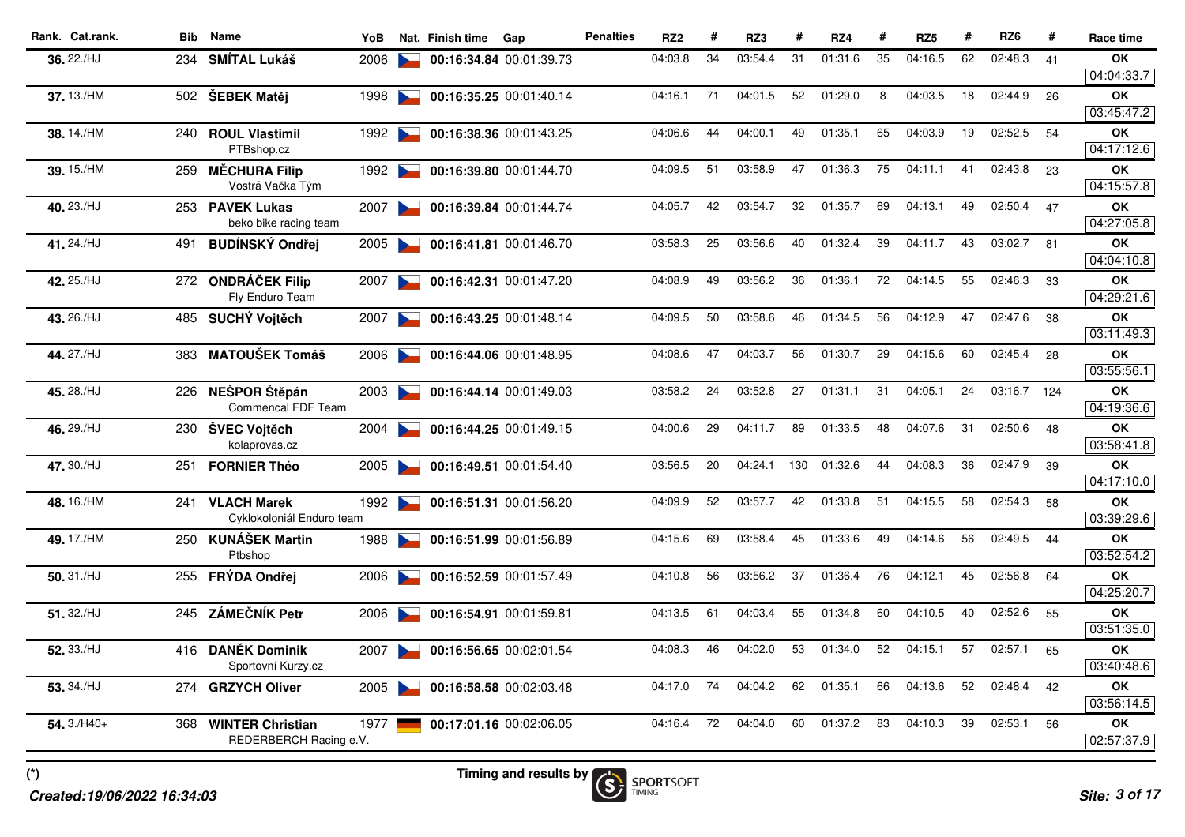| Rank. | Cat.rank. | Bib | Name | YoB | Nat. | Finish time | Gap | Penalties | RZ2 | # | RZ3 | # | RZ4 | # | RZ5 | # | RZ6 | # | Race time |
|---|---|---|---|---|---|---|---|---|---|---|---|---|---|---|---|---|---|---|---|
| 36. | 22./HJ | 234 | **SMÍTAL Lukáš** | 2006 | CZE | **00:16:34.84** | 00:01:39.73 | | 04:03.8 | 34 | 03:54.4 | 31 | 01:31.6 | 35 | 04:16.5 | 62 | 02:48.3 | 41 | **OK** 04:04:33.7 |
| 37. | 13./HM | 502 | **ŠEBEK Matěj** | 1998 | CZE | **00:16:35.25** | 00:01:40.14 | | 04:16.1 | 71 | 04:01.5 | 52 | 01:29.0 | 8 | 04:03.5 | 18 | 02:44.9 | 26 | **OK** 03:45:47.2 |
| 38. | 14./HM | 240 | **ROUL Vlastimil** PTBshop.cz | 1992 | CZE | **00:16:38.36** | 00:01:43.25 | | 04:06.6 | 44 | 04:00.1 | 49 | 01:35.1 | 65 | 04:03.9 | 19 | 02:52.5 | 54 | **OK** 04:17:12.6 |
| 39. | 15./HM | 259 | **MĚCHURA Filip** Vostrá Vačka Tým | 1992 | CZE | **00:16:39.80** | 00:01:44.70 | | 04:09.5 | 51 | 03:58.9 | 47 | 01:36.3 | 75 | 04:11.1 | 41 | 02:43.8 | 23 | **OK** 04:15:57.8 |
| 40. | 23./HJ | 253 | **PAVEK Lukas** beko bike racing team | 2007 | CZE | **00:16:39.84** | 00:01:44.74 | | 04:05.7 | 42 | 03:54.7 | 32 | 01:35.7 | 69 | 04:13.1 | 49 | 02:50.4 | 47 | **OK** 04:27:05.8 |
| 41. | 24./HJ | 491 | **BUDÍNSKÝ Ondřej** | 2005 | CZE | **00:16:41.81** | 00:01:46.70 | | 03:58.3 | 25 | 03:56.6 | 40 | 01:32.4 | 39 | 04:11.7 | 43 | 03:02.7 | 81 | **OK** 04:04:10.8 |
| 42. | 25./HJ | 272 | **ONDRÁČEK Filip** Fly Enduro Team | 2007 | CZE | **00:16:42.31** | 00:01:47.20 | | 04:08.9 | 49 | 03:56.2 | 36 | 01:36.1 | 72 | 04:14.5 | 55 | 02:46.3 | 33 | **OK** 04:29:21.6 |
| 43. | 26./HJ | 485 | **SUCHÝ Vojtěch** | 2007 | CZE | **00:16:43.25** | 00:01:48.14 | | 04:09.5 | 50 | 03:58.6 | 46 | 01:34.5 | 56 | 04:12.9 | 47 | 02:47.6 | 38 | **OK** 03:11:49.3 |
| 44. | 27./HJ | 383 | **MATOUŠEK Tomáš** | 2006 | CZE | **00:16:44.06** | 00:01:48.95 | | 04:08.6 | 47 | 04:03.7 | 56 | 01:30.7 | 29 | 04:15.6 | 60 | 02:45.4 | 28 | **OK** 03:55:56.1 |
| 45. | 28./HJ | 226 | **NEŠPOR Štěpán** Commencal FDF Team | 2003 | CZE | **00:16:44.14** | 00:01:49.03 | | 03:58.2 | 24 | 03:52.8 | 27 | 01:31.1 | 31 | 04:05.1 | 24 | 03:16.7 | 124 | **OK** 04:19:36.6 |
| 46. | 29./HJ | 230 | **ŠVEC Vojtěch** kolaprovas.cz | 2004 | CZE | **00:16:44.25** | 00:01:49.15 | | 04:00.6 | 29 | 04:11.7 | 89 | 01:33.5 | 48 | 04:07.6 | 31 | 02:50.6 | 48 | **OK** 03:58:41.8 |
| 47. | 30./HJ | 251 | **FORNIER Théo** | 2005 | CZE | **00:16:49.51** | 00:01:54.40 | | 03:56.5 | 20 | 04:24.1 | 130 | 01:32.6 | 44 | 04:08.3 | 36 | 02:47.9 | 39 | **OK** 04:17:10.0 |
| 48. | 16./HM | 241 | **VLACH Marek** Cyklokoloniál Enduro team | 1992 | CZE | **00:16:51.31** | 00:01:56.20 | | 04:09.9 | 52 | 03:57.7 | 42 | 01:33.8 | 51 | 04:15.5 | 58 | 02:54.3 | 58 | **OK** 03:39:29.6 |
| 49. | 17./HM | 250 | **KUNÁŠEK Martin** Ptbshop | 1988 | CZE | **00:16:51.99** | 00:01:56.89 | | 04:15.6 | 69 | 03:58.4 | 45 | 01:33.6 | 49 | 04:14.6 | 56 | 02:49.5 | 44 | **OK** 03:52:54.2 |
| 50. | 31./HJ | 255 | **FRÝDA Ondřej** | 2006 | CZE | **00:16:52.59** | 00:01:57.49 | | 04:10.8 | 56 | 03:56.2 | 37 | 01:36.4 | 76 | 04:12.1 | 45 | 02:56.8 | 64 | **OK** 04:25:20.7 |
| 51. | 32./HJ | 245 | **ZÁMEČNÍK Petr** | 2006 | CZE | **00:16:54.91** | 00:01:59.81 | | 04:13.5 | 61 | 04:03.4 | 55 | 01:34.8 | 60 | 04:10.5 | 40 | 02:52.6 | 55 | **OK** 03:51:35.0 |
| 52. | 33./HJ | 416 | **DANĚK Dominik** Sportovní Kurzy.cz | 2007 | CZE | **00:16:56.65** | 00:02:01.54 | | 04:08.3 | 46 | 04:02.0 | 53 | 01:34.0 | 52 | 04:15.1 | 57 | 02:57.1 | 65 | **OK** 03:40:48.6 |
| 53. | 34./HJ | 274 | **GRZYCH Oliver** | 2005 | CZE | **00:16:58.58** | 00:02:03.48 | | 04:17.0 | 74 | 04:04.2 | 62 | 01:35.1 | 66 | 04:13.6 | 52 | 02:48.4 | 42 | **OK** 03:56:14.5 |
| 54. | 3./H40+ | 368 | **WINTER Christian** REDERBERCH Racing e.V. | 1977 | GER | **00:17:01.16** | 00:02:06.05 | | 04:16.4 | 72 | 04:04.0 | 60 | 01:37.2 | 83 | 04:10.3 | 39 | 02:53.1 | 56 | **OK** 02:57:37.9 |

(*)

Timing and results by SPORTSOFT TIMING

*Created:19/06/2022 16:34:03*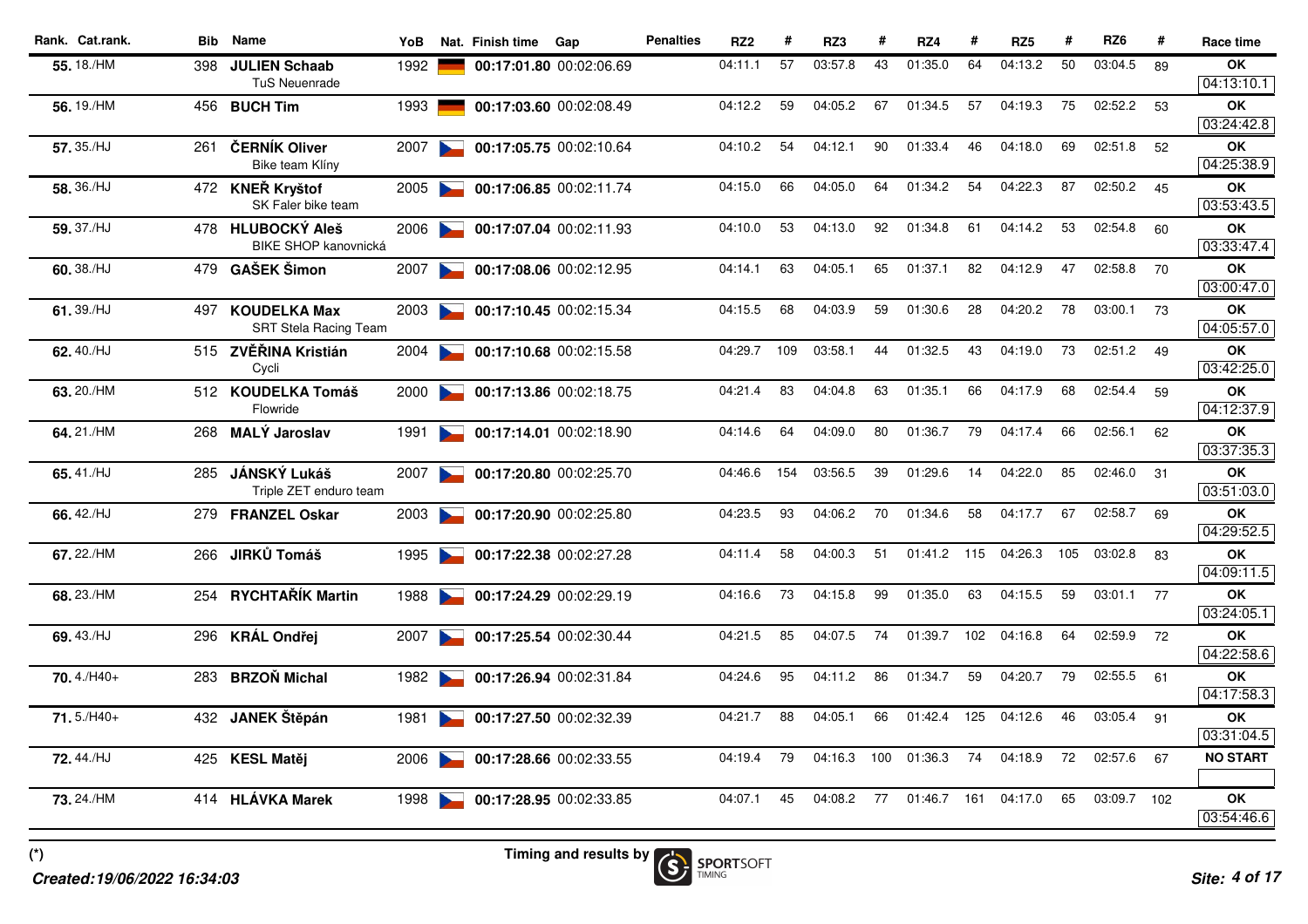| Rank. | Cat.rank. | Bib | Name | YoB | Nat. | Finish time | Gap | Penalties | RZ2 | # | RZ3 | # | RZ4 | # | RZ5 | # | RZ6 | # | Race time |
|---|---|---|---|---|---|---|---|---|---|---|---|---|---|---|---|---|---|---|---|
| **55.** | 18./HM | 398 | **JULIEN Schaab** TuS Neuenrade | 1992 | | **00:17:01.80** | 00:02:06.69 | | 04:11.1 | 57 | 03:57.8 | 43 | 01:35.0 | 64 | 04:13.2 | 50 | 03:04.5 | 89 | **OK** 04:13:10.1 |
| **56.** | 19./HM | 456 | **BUCH Tim** | 1993 | | **00:17:03.60** | 00:02:08.49 | | 04:12.2 | 59 | 04:05.2 | 67 | 01:34.5 | 57 | 04:19.3 | 75 | 02:52.2 | 53 | **OK** 03:24:42.8 |
| **57.** | 35./HJ | 261 | **ČERNÍK Oliver** Bike team Klíny | 2007 | | **00:17:05.75** | 00:02:10.64 | | 04:10.2 | 54 | 04:12.1 | 90 | 01:33.4 | 46 | 04:18.0 | 69 | 02:51.8 | 52 | **OK** 04:25:38.9 |
| **58.** | 36./HJ | 472 | **KNEŘ Kryštof** SK Faler bike team | 2005 | | **00:17:06.85** | 00:02:11.74 | | 04:15.0 | 66 | 04:05.0 | 64 | 01:34.2 | 54 | 04:22.3 | 87 | 02:50.2 | 45 | **OK** 03:53:43.5 |
| **59.** | 37./HJ | 478 | **HLUBOCKÝ Aleš** BIKE SHOP kanovnická | 2006 | | **00:17:07.04** | 00:02:11.93 | | 04:10.0 | 53 | 04:13.0 | 92 | 01:34.8 | 61 | 04:14.2 | 53 | 02:54.8 | 60 | **OK** 03:33:47.4 |
| **60.** | 38./HJ | 479 | **GAŠEK Šimon** | 2007 | | **00:17:08.06** | 00:02:12.95 | | 04:14.1 | 63 | 04:05.1 | 65 | 01:37.1 | 82 | 04:12.9 | 47 | 02:58.8 | 70 | **OK** 03:00:47.0 |
| **61.** | 39./HJ | 497 | **KOUDELKA Max** SRT Stela Racing Team | 2003 | | **00:17:10.45** | 00:02:15.34 | | 04:15.5 | 68 | 04:03.9 | 59 | 01:30.6 | 28 | 04:20.2 | 78 | 03:00.1 | 73 | **OK** 04:05:57.0 |
| **62.** | 40./HJ | 515 | **ZVĚŘINA Kristián** Cycli | 2004 | | **00:17:10.68** | 00:02:15.58 | | 04:29.7 | 109 | 03:58.1 | 44 | 01:32.5 | 43 | 04:19.0 | 73 | 02:51.2 | 49 | **OK** 03:42:25.0 |
| **63.** | 20./HM | 512 | **KOUDELKA Tomáš** Flowride | 2000 | | **00:17:13.86** | 00:02:18.75 | | 04:21.4 | 83 | 04:04.8 | 63 | 01:35.1 | 66 | 04:17.9 | 68 | 02:54.4 | 59 | **OK** 04:12:37.9 |
| **64.** | 21./HM | 268 | **MALÝ Jaroslav** | 1991 | | **00:17:14.01** | 00:02:18.90 | | 04:14.6 | 64 | 04:09.0 | 80 | 01:36.7 | 79 | 04:17.4 | 66 | 02:56.1 | 62 | **OK** 03:37:35.3 |
| **65.** | 41./HJ | 285 | **JÁNSKÝ Lukáš** Triple ZET enduro team | 2007 | | **00:17:20.80** | 00:02:25.70 | | 04:46.6 | 154 | 03:56.5 | 39 | 01:29.6 | 14 | 04:22.0 | 85 | 02:46.0 | 31 | **OK** 03:51:03.0 |
| **66.** | 42./HJ | 279 | **FRANZEL Oskar** | 2003 | | **00:17:20.90** | 00:02:25.80 | | 04:23.5 | 93 | 04:06.2 | 70 | 01:34.6 | 58 | 04:17.7 | 67 | 02:58.7 | 69 | **OK** 04:29:52.5 |
| **67.** | 22./HM | 266 | **JIRKŮ Tomáš** | 1995 | | **00:17:22.38** | 00:02:27.28 | | 04:11.4 | 58 | 04:00.3 | 51 | 01:41.2 | 115 | 04:26.3 | 105 | 03:02.8 | 83 | **OK** 04:09:11.5 |
| **68.** | 23./HM | 254 | **RYCHTAŘÍK Martin** | 1988 | | **00:17:24.29** | 00:02:29.19 | | 04:16.6 | 73 | 04:15.8 | 99 | 01:35.0 | 63 | 04:15.5 | 59 | 03:01.1 | 77 | **OK** 03:24:05.1 |
| **69.** | 43./HJ | 296 | **KRÁL Ondřej** | 2007 | | **00:17:25.54** | 00:02:30.44 | | 04:21.5 | 85 | 04:07.5 | 74 | 01:39.7 | 102 | 04:16.8 | 64 | 02:59.9 | 72 | **OK** 04:22:58.6 |
| **70.** | 4./H40+ | 283 | **BRZOŇ Michal** | 1982 | | **00:17:26.94** | 00:02:31.84 | | 04:24.6 | 95 | 04:11.2 | 86 | 01:34.7 | 59 | 04:20.7 | 79 | 02:55.5 | 61 | **OK** 04:17:58.3 |
| **71.** | 5./H40+ | 432 | **JANEK Štěpán** | 1981 | | **00:17:27.50** | 00:02:32.39 | | 04:21.7 | 88 | 04:05.1 | 66 | 01:42.4 | 125 | 04:12.6 | 46 | 03:05.4 | 91 | **OK** 03:31:04.5 |
| **72.** | 44./HJ | 425 | **KESL Matěj** | 2006 | | **00:17:28.66** | 00:02:33.55 | | 04:19.4 | 79 | 04:16.3 | 100 | 01:36.3 | 74 | 04:18.9 | 72 | 02:57.6 | 67 | **NO START** |
| **73.** | 24./HM | 414 | **HLÁVKA Marek** | 1998 | | **00:17:28.95** | 00:02:33.85 | | 04:07.1 | 45 | 04:08.2 | 77 | 01:46.7 | 161 | 04:17.0 | 65 | 03:09.7 | 102 | **OK** 03:54:46.6 |

(*)

Timing and results by SPORTSOFT TIMING

*Created:19/06/2022 16:34:03*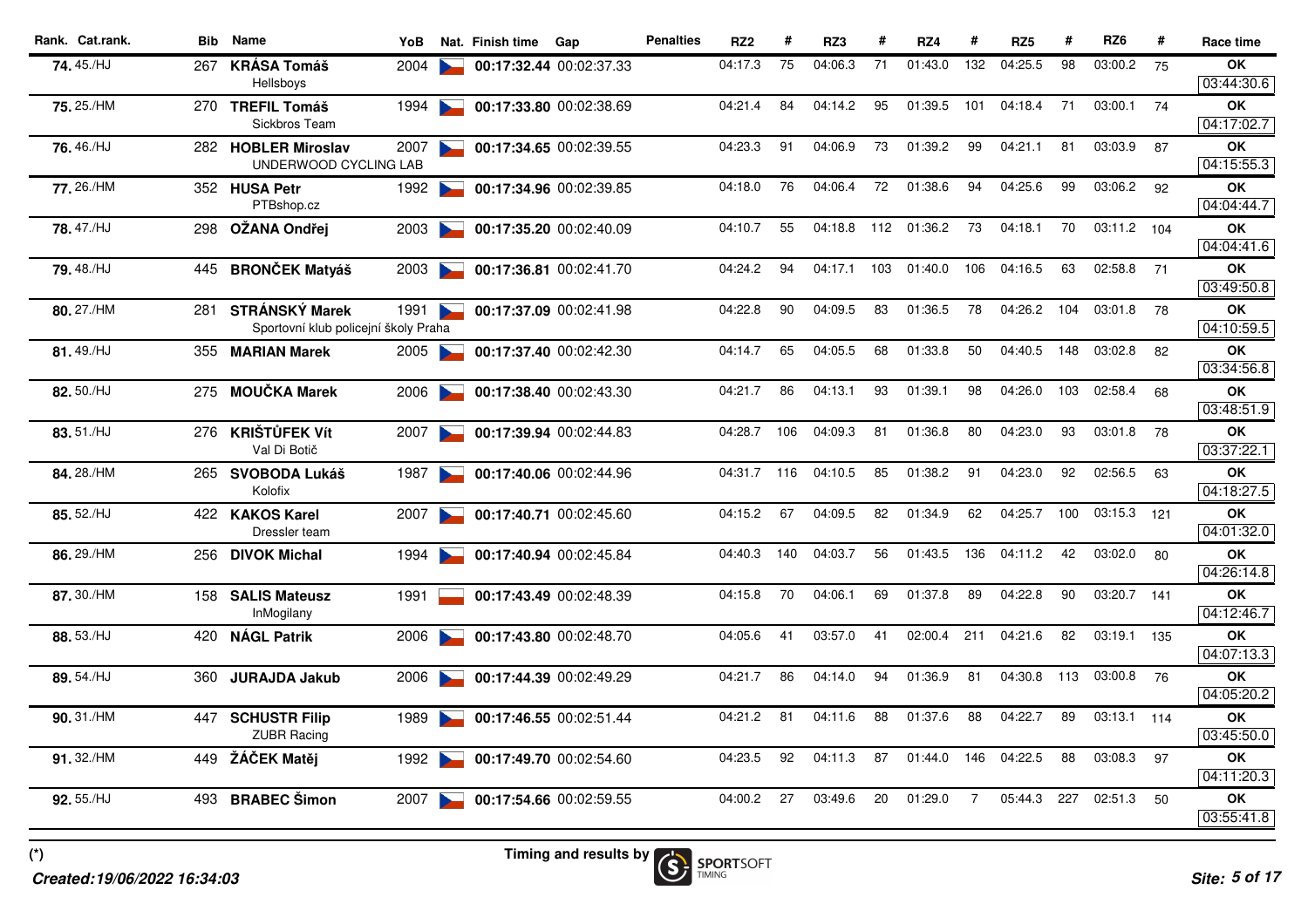| Rank. | Cat.rank. | Bib | Name | YoB | Nat. | Finish time | Gap | Penalties | RZ2 | # | RZ3 | # | RZ4 | # | RZ5 | # | RZ6 | # | Race time |
|---|---|---|---|---|---|---|---|---|---|---|---|---|---|---|---|---|---|---|---|
| 74. | 45./HJ | 267 | **KRÁSA Tomáš** Hellsboys | 2004 | | 00:17:32.44 | 00:02:37.33 | | 04:17.3 | 75 | 04:06.3 | 71 | 01:43.0 | 132 | 04:25.5 | 98 | 03:00.2 | 75 | OK 03:44:30.6 |
| 75. | 25./HM | 270 | **TREFIL Tomáš** Sickbros Team | 1994 | | 00:17:33.80 | 00:02:38.69 | | 04:21.4 | 84 | 04:14.2 | 95 | 01:39.5 | 101 | 04:18.4 | 71 | 03:00.1 | 74 | OK 04:17:02.7 |
| 76. | 46./HJ | 282 | **HOBLER Miroslav** UNDERWOOD CYCLING LAB | 2007 | | 00:17:34.65 | 00:02:39.55 | | 04:23.3 | 91 | 04:06.9 | 73 | 01:39.2 | 99 | 04:21.1 | 81 | 03:03.9 | 87 | OK 04:15:55.3 |
| 77. | 26./HM | 352 | **HUSA Petr** PTBshop.cz | 1992 | | 00:17:34.96 | 00:02:39.85 | | 04:18.0 | 76 | 04:06.4 | 72 | 01:38.6 | 94 | 04:25.6 | 99 | 03:06.2 | 92 | OK 04:04:44.7 |
| 78. | 47./HJ | 298 | **OŽANA Ondřej** | 2003 | | 00:17:35.20 | 00:02:40.09 | | 04:10.7 | 55 | 04:18.8 | 112 | 01:36.2 | 73 | 04:18.1 | 70 | 03:11.2 | 104 | OK 04:04:41.6 |
| 79. | 48./HJ | 445 | **BRONČEK Matyáš** | 2003 | | 00:17:36.81 | 00:02:41.70 | | 04:24.2 | 94 | 04:17.1 | 103 | 01:40.0 | 106 | 04:16.5 | 63 | 02:58.8 | 71 | OK 03:49:50.8 |
| 80. | 27./HM | 281 | **STRÁNSKÝ Marek** Sportovní klub policejní školy Praha | 1991 | | 00:17:37.09 | 00:02:41.98 | | 04:22.8 | 90 | 04:09.5 | 83 | 01:36.5 | 78 | 04:26.2 | 104 | 03:01.8 | 78 | OK 04:10:59.5 |
| 81. | 49./HJ | 355 | **MARIAN Marek** | 2005 | | 00:17:37.40 | 00:02:42.30 | | 04:14.7 | 65 | 04:05.5 | 68 | 01:33.8 | 50 | 04:40.5 | 148 | 03:02.8 | 82 | OK 03:34:56.8 |
| 82. | 50./HJ | 275 | **MOUČKA Marek** | 2006 | | 00:17:38.40 | 00:02:43.30 | | 04:21.7 | 86 | 04:13.1 | 93 | 01:39.1 | 98 | 04:26.0 | 103 | 02:58.4 | 68 | OK 03:48:51.9 |
| 83. | 51./HJ | 276 | **KRIŠTŮFEK Vít** Val Di Botič | 2007 | | 00:17:39.94 | 00:02:44.83 | | 04:28.7 | 106 | 04:09.3 | 81 | 01:36.8 | 80 | 04:23.0 | 93 | 03:01.8 | 78 | OK 03:37:22.1 |
| 84. | 28./HM | 265 | **SVOBODA Lukáš** Kolofix | 1987 | | 00:17:40.06 | 00:02:44.96 | | 04:31.7 | 116 | 04:10.5 | 85 | 01:38.2 | 91 | 04:23.0 | 92 | 02:56.5 | 63 | OK 04:18:27.5 |
| 85. | 52./HJ | 422 | **KAKOS Karel** Dressler team | 2007 | | 00:17:40.71 | 00:02:45.60 | | 04:15.2 | 67 | 04:09.5 | 82 | 01:34.9 | 62 | 04:25.7 | 100 | 03:15.3 | 121 | OK 04:01:32.0 |
| 86. | 29./HM | 256 | **DIVOK Michal** | 1994 | | 00:17:40.94 | 00:02:45.84 | | 04:40.3 | 140 | 04:03.7 | 56 | 01:43.5 | 136 | 04:11.2 | 42 | 03:02.0 | 80 | OK 04:26:14.8 |
| 87. | 30./HM | 158 | **SALIS Mateusz** InMogilany | 1991 | | 00:17:43.49 | 00:02:48.39 | | 04:15.8 | 70 | 04:06.1 | 69 | 01:37.8 | 89 | 04:22.8 | 90 | 03:20.7 | 141 | OK 04:12:46.7 |
| 88. | 53./HJ | 420 | **NÁGL Patrik** | 2006 | | 00:17:43.80 | 00:02:48.70 | | 04:05.6 | 41 | 03:57.0 | 41 | 02:00.4 | 211 | 04:21.6 | 82 | 03:19.1 | 135 | OK 04:07:13.3 |
| 89. | 54./HJ | 360 | **JURAJDA Jakub** | 2006 | | 00:17:44.39 | 00:02:49.29 | | 04:21.7 | 86 | 04:14.0 | 94 | 01:36.9 | 81 | 04:30.8 | 113 | 03:00.8 | 76 | OK 04:05:20.2 |
| 90. | 31./HM | 447 | **SCHUSTR Filip** ZUBR Racing | 1989 | | 00:17:46.55 | 00:02:51.44 | | 04:21.2 | 81 | 04:11.6 | 88 | 01:37.6 | 88 | 04:22.7 | 89 | 03:13.1 | 114 | OK 03:45:50.0 |
| 91. | 32./HM | 449 | **ŽÁČEK Matěj** | 1992 | | 00:17:49.70 | 00:02:54.60 | | 04:23.5 | 92 | 04:11.3 | 87 | 01:44.0 | 146 | 04:22.5 | 88 | 03:08.3 | 97 | OK 04:11:20.3 |
| 92. | 55./HJ | 493 | **BRABEC Šimon** | 2007 | | 00:17:54.66 | 00:02:59.55 | | 04:00.2 | 27 | 03:49.6 | 20 | 01:29.0 | 7 | 05:44.3 | 227 | 02:51.3 | 50 | OK 03:55:41.8 |

(*)

*Created:19/06/2022 16:34:03*

Timing and results by SPORTSOFT TIMING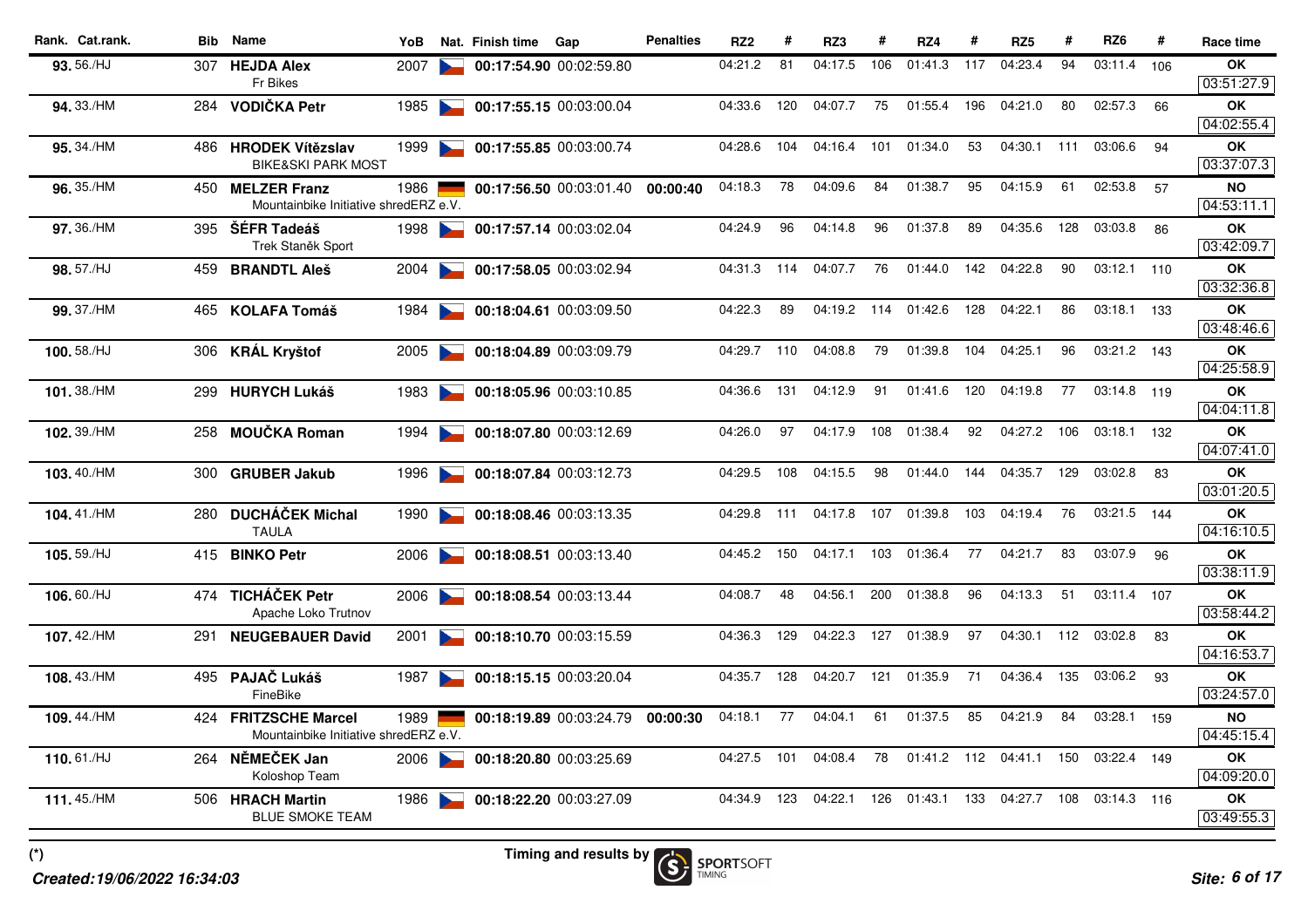| Rank. | Cat.rank. | Bib | Name | YoB | Nat. | Finish time | Gap | Penalties | RZ2 | # | RZ3 | # | RZ4 | # | RZ5 | # | RZ6 | # | Race time |
|---|---|---|---|---|---|---|---|---|---|---|---|---|---|---|---|---|---|---|---|
| 93. | 56./HJ | 307 | **HEJDA Alex** Fr Bikes | 2007 | CZE | **00:17:54.90** | 00:02:59.80 | | 04:21.2 | 81 | 04:17.5 | 106 | 01:41.3 | 117 | 04:23.4 | 94 | 03:11.4 | 106 | **OK** 03:51:27.9 |
| 94. | 33./HM | 284 | **VODIČKA Petr** | 1985 | CZE | **00:17:55.15** | 00:03:00.04 | | 04:33.6 | 120 | 04:07.7 | 75 | 01:55.4 | 196 | 04:21.0 | 80 | 02:57.3 | 66 | **OK** 04:02:55.4 |
| 95. | 34./HM | 486 | **HRODEK Vítězslav** BIKE&SKI PARK MOST | 1999 | CZE | **00:17:55.85** | 00:03:00.74 | | 04:28.6 | 104 | 04:16.4 | 101 | 01:34.0 | 53 | 04:30.1 | 111 | 03:06.6 | 94 | **OK** 03:37:07.3 |
| 96. | 35./HM | 450 | **MELZER Franz** Mountainbike Initiative shredERZ e.V. | 1986 | GER | **00:17:56.50** | 00:03:01.40 | **00:00:40** | 04:18.3 | 78 | 04:09.6 | 84 | 01:38.7 | 95 | 04:15.9 | 61 | 02:53.8 | 57 | **NO** 04:53:11.1 |
| 97. | 36./HM | 395 | **ŠÉFR Tadeáš** Trek Staněk Sport | 1998 | CZE | **00:17:57.14** | 00:03:02.04 | | 04:24.9 | 96 | 04:14.8 | 96 | 01:37.8 | 89 | 04:35.6 | 128 | 03:03.8 | 86 | **OK** 03:42:09.7 |
| 98. | 57./HJ | 459 | **BRANDTL Aleš** | 2004 | CZE | **00:17:58.05** | 00:03:02.94 | | 04:31.3 | 114 | 04:07.7 | 76 | 01:44.0 | 142 | 04:22.8 | 90 | 03:12.1 | 110 | **OK** 03:32:36.8 |
| 99. | 37./HM | 465 | **KOLAFA Tomáš** | 1984 | CZE | **00:18:04.61** | 00:03:09.50 | | 04:22.3 | 89 | 04:19.2 | 114 | 01:42.6 | 128 | 04:22.1 | 86 | 03:18.1 | 133 | **OK** 03:48:46.6 |
| 100. | 58./HJ | 306 | **KRÁL Kryštof** | 2005 | CZE | **00:18:04.89** | 00:03:09.79 | | 04:29.7 | 110 | 04:08.8 | 79 | 01:39.8 | 104 | 04:25.1 | 96 | 03:21.2 | 143 | **OK** 04:25:58.9 |
| 101. | 38./HM | 299 | **HURYCH Lukáš** | 1983 | CZE | **00:18:05.96** | 00:03:10.85 | | 04:36.6 | 131 | 04:12.9 | 91 | 01:41.6 | 120 | 04:19.8 | 77 | 03:14.8 | 119 | **OK** 04:04:11.8 |
| 102. | 39./HM | 258 | **MOUČKA Roman** | 1994 | CZE | **00:18:07.80** | 00:03:12.69 | | 04:26.0 | 97 | 04:17.9 | 108 | 01:38.4 | 92 | 04:27.2 | 106 | 03:18.1 | 132 | **OK** 04:07:41.0 |
| 103. | 40./HM | 300 | **GRUBER Jakub** | 1996 | CZE | **00:18:07.84** | 00:03:12.73 | | 04:29.5 | 108 | 04:15.5 | 98 | 01:44.0 | 144 | 04:35.7 | 129 | 03:02.8 | 83 | **OK** 03:01:20.5 |
| 104. | 41./HM | 280 | **DUCHÁČEK Michal** TAULA | 1990 | CZE | **00:18:08.46** | 00:03:13.35 | | 04:29.8 | 111 | 04:17.8 | 107 | 01:39.8 | 103 | 04:19.4 | 76 | 03:21.5 | 144 | **OK** 04:16:10.5 |
| 105. | 59./HJ | 415 | **BINKO Petr** | 2006 | CZE | **00:18:08.51** | 00:03:13.40 | | 04:45.2 | 150 | 04:17.1 | 103 | 01:36.4 | 77 | 04:21.7 | 83 | 03:07.9 | 96 | **OK** 03:38:11.9 |
| 106. | 60./HJ | 474 | **TICHÁČEK Petr** Apache Loko Trutnov | 2006 | CZE | **00:18:08.54** | 00:03:13.44 | | 04:08.7 | 48 | 04:56.1 | 200 | 01:38.8 | 96 | 04:13.3 | 51 | 03:11.4 | 107 | **OK** 03:58:44.2 |
| 107. | 42./HM | 291 | **NEUGEBAUER David** | 2001 | CZE | **00:18:10.70** | 00:03:15.59 | | 04:36.3 | 129 | 04:22.3 | 127 | 01:38.9 | 97 | 04:30.1 | 112 | 03:02.8 | 83 | **OK** 04:16:53.7 |
| 108. | 43./HM | 495 | **PAJAČ Lukáš** FineBike | 1987 | CZE | **00:18:15.15** | 00:03:20.04 | | 04:35.7 | 128 | 04:20.7 | 121 | 01:35.9 | 71 | 04:36.4 | 135 | 03:06.2 | 93 | **OK** 03:24:57.0 |
| 109. | 44./HM | 424 | **FRITZSCHE Marcel** Mountainbike Initiative shredERZ e.V. | 1989 | GER | **00:18:19.89** | 00:03:24.79 | **00:00:30** | 04:18.1 | 77 | 04:04.1 | 61 | 01:37.5 | 85 | 04:21.9 | 84 | 03:28.1 | 159 | **NO** 04:45:15.4 |
| 110. | 61./HJ | 264 | **NĚMEČEK Jan** Koloshop Team | 2006 | CZE | **00:18:20.80** | 00:03:25.69 | | 04:27.5 | 101 | 04:08.4 | 78 | 01:41.2 | 112 | 04:41.1 | 150 | 03:22.4 | 149 | **OK** 04:09:20.0 |
| 111. | 45./HM | 506 | **HRACH Martin** BLUE SMOKE TEAM | 1986 | CZE | **00:18:22.20** | 00:03:27.09 | | 04:34.9 | 123 | 04:22.1 | 126 | 01:43.1 | 133 | 04:27.7 | 108 | 03:14.3 | 116 | **OK** 03:49:55.3 |

(*)

Timing and results by SPORTSOFT TIMING

*Created:19/06/2022 16:34:03*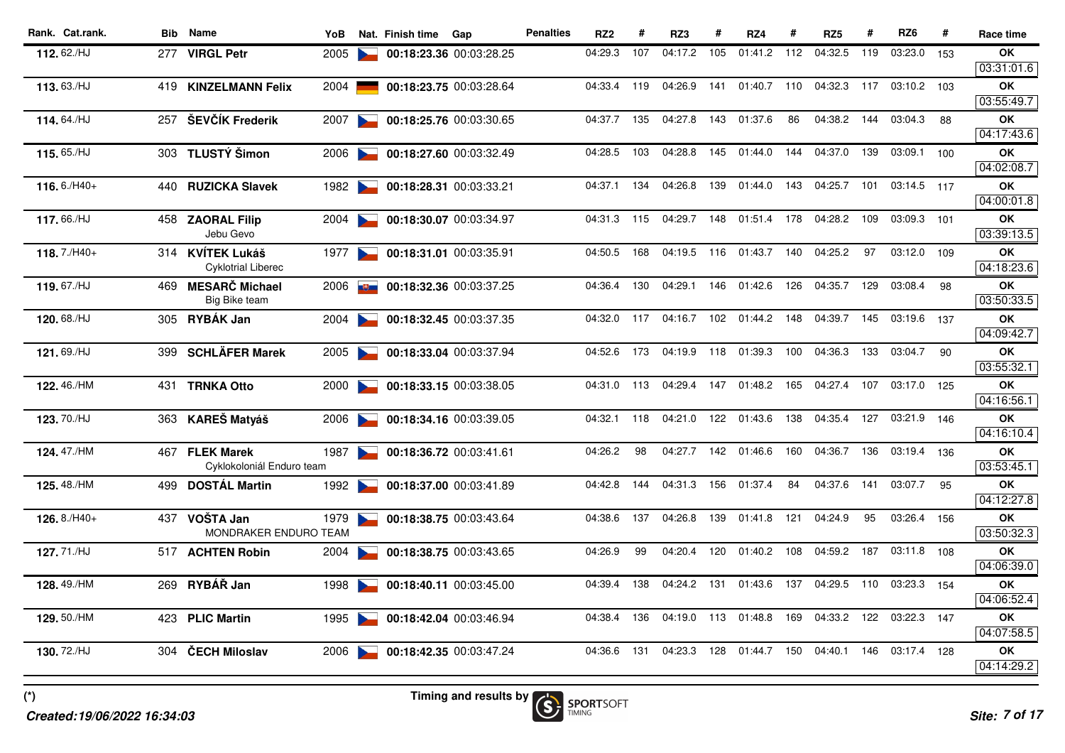| Rank. | Cat.rank. | Bib | Name | YoB | Nat. | Finish time | Gap | Penalties | RZ2 | # | RZ3 | # | RZ4 | # | RZ5 | # | RZ6 | # | Race time |
|---|---|---|---|---|---|---|---|---|---|---|---|---|---|---|---|---|---|---|---|
| 112. | 62./HJ | 277 | **VIRGL Petr** | 2005 | | **00:18:23.36** | 00:03:28.25 | | 04:29.3 | 107 | 04:17.2 | 105 | 01:41.2 | 112 | 04:32.5 | 119 | 03:23.0 | 153 | **OK** 03:31:01.6 |
| 113. | 63./HJ | 419 | **KINZELMANN Felix** | 2004 | | **00:18:23.75** | 00:03:28.64 | | 04:33.4 | 119 | 04:26.9 | 141 | 01:40.7 | 110 | 04:32.3 | 117 | 03:10.2 | 103 | **OK** 03:55:49.7 |
| 114. | 64./HJ | 257 | **ŠEVČÍK Frederik** | 2007 | | **00:18:25.76** | 00:03:30.65 | | 04:37.7 | 135 | 04:27.8 | 143 | 01:37.6 | 86 | 04:38.2 | 144 | 03:04.3 | 88 | **OK** 04:17:43.6 |
| 115. | 65./HJ | 303 | **TLUSTÝ Šimon** | 2006 | | **00:18:27.60** | 00:03:32.49 | | 04:28.5 | 103 | 04:28.8 | 145 | 01:44.0 | 144 | 04:37.0 | 139 | 03:09.1 | 100 | **OK** 04:02:08.7 |
| 116. | 6./H40+ | 440 | **RUZICKA Slavek** | 1982 | | **00:18:28.31** | 00:03:33.21 | | 04:37.1 | 134 | 04:26.8 | 139 | 01:44.0 | 143 | 04:25.7 | 101 | 03:14.5 | 117 | **OK** 04:00:01.8 |
| 117. | 66./HJ | 458 | **ZAORAL Filip** Jebu Gevo | 2004 | | **00:18:30.07** | 00:03:34.97 | | 04:31.3 | 115 | 04:29.7 | 148 | 01:51.4 | 178 | 04:28.2 | 109 | 03:09.3 | 101 | **OK** 03:39:13.5 |
| 118. | 7./H40+ | 314 | **KVÍTEK Lukáš** Cyklotrial Liberec | 1977 | | **00:18:31.01** | 00:03:35.91 | | 04:50.5 | 168 | 04:19.5 | 116 | 01:43.7 | 140 | 04:25.2 | 97 | 03:12.0 | 109 | **OK** 04:18:23.6 |
| 119. | 67./HJ | 469 | **MESARČ Michael** Big Bike team | 2006 | | **00:18:32.36** | 00:03:37.25 | | 04:36.4 | 130 | 04:29.1 | 146 | 01:42.6 | 126 | 04:35.7 | 129 | 03:08.4 | 98 | **OK** 03:50:33.5 |
| 120. | 68./HJ | 305 | **RYBÁK Jan** | 2004 | | **00:18:32.45** | 00:03:37.35 | | 04:32.0 | 117 | 04:16.7 | 102 | 01:44.2 | 148 | 04:39.7 | 145 | 03:19.6 | 137 | **OK** 04:09:42.7 |
| 121. | 69./HJ | 399 | **SCHLÄFER Marek** | 2005 | | **00:18:33.04** | 00:03:37.94 | | 04:52.6 | 173 | 04:19.9 | 118 | 01:39.3 | 100 | 04:36.3 | 133 | 03:04.7 | 90 | **OK** 03:55:32.1 |
| 122. | 46./HM | 431 | **TRNKA Otto** | 2000 | | **00:18:33.15** | 00:03:38.05 | | 04:31.0 | 113 | 04:29.4 | 147 | 01:48.2 | 165 | 04:27.4 | 107 | 03:17.0 | 125 | **OK** 04:16:56.1 |
| 123. | 70./HJ | 363 | **KAREŠ Matyáš** | 2006 | | **00:18:34.16** | 00:03:39.05 | | 04:32.1 | 118 | 04:21.0 | 122 | 01:43.6 | 138 | 04:35.4 | 127 | 03:21.9 | 146 | **OK** 04:16:10.4 |
| 124. | 47./HM | 467 | **FLEK Marek** Cyklokoloniál Enduro team | 1987 | | **00:18:36.72** | 00:03:41.61 | | 04:26.2 | 98 | 04:27.7 | 142 | 01:46.6 | 160 | 04:36.7 | 136 | 03:19.4 | 136 | **OK** 03:53:45.1 |
| 125. | 48./HM | 499 | **DOSTÁL Martin** | 1992 | | **00:18:37.00** | 00:03:41.89 | | 04:42.8 | 144 | 04:31.3 | 156 | 01:37.4 | 84 | 04:37.6 | 141 | 03:07.7 | 95 | **OK** 04:12:27.8 |
| 126. | 8./H40+ | 437 | **VOŠTA Jan** MONDRAKER ENDURO TEAM | 1979 | | **00:18:38.75** | 00:03:43.64 | | 04:38.6 | 137 | 04:26.8 | 139 | 01:41.8 | 121 | 04:24.9 | 95 | 03:26.4 | 156 | **OK** 03:50:32.3 |
| 127. | 71./HJ | 517 | **ACHTEN Robin** | 2004 | | **00:18:38.75** | 00:03:43.65 | | 04:26.9 | 99 | 04:20.4 | 120 | 01:40.2 | 108 | 04:59.2 | 187 | 03:11.8 | 108 | **OK** 04:06:39.0 |
| 128. | 49./HM | 269 | **RYBÁŘ Jan** | 1998 | | **00:18:40.11** | 00:03:45.00 | | 04:39.4 | 138 | 04:24.2 | 131 | 01:43.6 | 137 | 04:29.5 | 110 | 03:23.3 | 154 | **OK** 04:06:52.4 |
| 129. | 50./HM | 423 | **PLIC Martin** | 1995 | | **00:18:42.04** | 00:03:46.94 | | 04:38.4 | 136 | 04:19.0 | 113 | 01:48.8 | 169 | 04:33.2 | 122 | 03:22.3 | 147 | **OK** 04:07:58.5 |
| 130. | 72./HJ | 304 | **ČECH Miloslav** | 2006 | | **00:18:42.35** | 00:03:47.24 | | 04:36.6 | 131 | 04:23.3 | 128 | 01:44.7 | 150 | 04:40.1 | 146 | 03:17.4 | 128 | **OK** 04:14:29.2 |

(*)

Timing and results by SPORTSOFT TIMING

*Created:19/06/2022 16:34:03*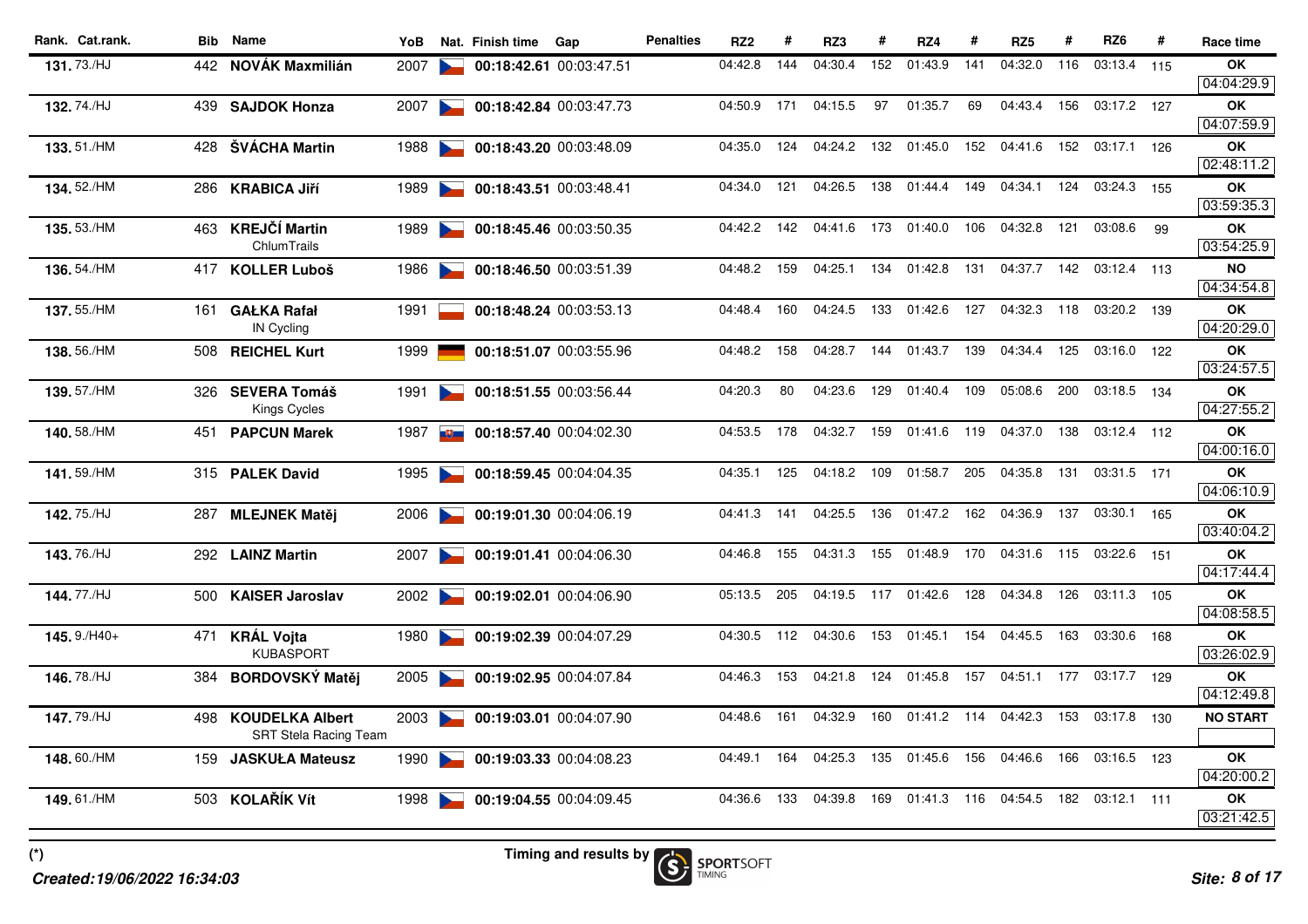| Rank. | Cat.rank. | Bib | Name | YoB | Nat. | Finish time | Gap | Penalties | RZ2 | # | RZ3 | # | RZ4 | # | RZ5 | # | RZ6 | # | Race time |
|---|---|---|---|---|---|---|---|---|---|---|---|---|---|---|---|---|---|---|---|
| 131. | 73./HJ | 442 | **NOVÁK Maxmilián** | 2007 | CZE | **00:18:42.61** | 00:03:47.51 | | 04:42.8 | 144 | 04:30.4 | 152 | 01:43.9 | 141 | 04:32.0 | 116 | 03:13.4 | 115 | **OK** 04:04:29.9 |
| 132. | 74./HJ | 439 | **SAJDOK Honza** | 2007 | CZE | **00:18:42.84** | 00:03:47.73 | | 04:50.9 | 171 | 04:15.5 | 97 | 01:35.7 | 69 | 04:43.4 | 156 | 03:17.2 | 127 | **OK** 04:07:59.9 |
| 133. | 51./HM | 428 | **ŠVÁCHA Martin** | 1988 | CZE | **00:18:43.20** | 00:03:48.09 | | 04:35.0 | 124 | 04:24.2 | 132 | 01:45.0 | 152 | 04:41.6 | 152 | 03:17.1 | 126 | **OK** 02:48:11.2 |
| 134. | 52./HM | 286 | **KRABICA Jiří** | 1989 | CZE | **00:18:43.51** | 00:03:48.41 | | 04:34.0 | 121 | 04:26.5 | 138 | 01:44.4 | 149 | 04:34.1 | 124 | 03:24.3 | 155 | **OK** 03:59:35.3 |
| 135. | 53./HM | 463 | **KREJČÍ Martin** ChlumTrails | 1989 | CZE | **00:18:45.46** | 00:03:50.35 | | 04:42.2 | 142 | 04:41.6 | 173 | 01:40.0 | 106 | 04:32.8 | 121 | 03:08.6 | 99 | **OK** 03:54:25.9 |
| 136. | 54./HM | 417 | **KOLLER Luboš** | 1986 | CZE | **00:18:46.50** | 00:03:51.39 | | 04:48.2 | 159 | 04:25.1 | 134 | 01:42.8 | 131 | 04:37.7 | 142 | 03:12.4 | 113 | **NO** 04:34:54.8 |
| 137. | 55./HM | 161 | **GAŁKA Rafał** IN Cycling | 1991 | POL | **00:18:48.24** | 00:03:53.13 | | 04:48.4 | 160 | 04:24.5 | 133 | 01:42.6 | 127 | 04:32.3 | 118 | 03:20.2 | 139 | **OK** 04:20:29.0 |
| 138. | 56./HM | 508 | **REICHEL Kurt** | 1999 | GER | **00:18:51.07** | 00:03:55.96 | | 04:48.2 | 158 | 04:28.7 | 144 | 01:43.7 | 139 | 04:34.4 | 125 | 03:16.0 | 122 | **OK** 03:24:57.5 |
| 139. | 57./HM | 326 | **SEVERA Tomáš** Kings Cycles | 1991 | CZE | **00:18:51.55** | 00:03:56.44 | | 04:20.3 | 80 | 04:23.6 | 129 | 01:40.4 | 109 | 05:08.6 | 200 | 03:18.5 | 134 | **OK** 04:27:55.2 |
| 140. | 58./HM | 451 | **PAPCUN Marek** | 1987 | SVK | **00:18:57.40** | 00:04:02.30 | | 04:53.5 | 178 | 04:32.7 | 159 | 01:41.6 | 119 | 04:37.0 | 138 | 03:12.4 | 112 | **OK** 04:00:16.0 |
| 141. | 59./HM | 315 | **PALEK David** | 1995 | CZE | **00:18:59.45** | 00:04:04.35 | | 04:35.1 | 125 | 04:18.2 | 109 | 01:58.7 | 205 | 04:35.8 | 131 | 03:31.5 | 171 | **OK** 04:06:10.9 |
| 142. | 75./HJ | 287 | **MLEJNEK Matěj** | 2006 | CZE | **00:19:01.30** | 00:04:06.19 | | 04:41.3 | 141 | 04:25.5 | 136 | 01:47.2 | 162 | 04:36.9 | 137 | 03:30.1 | 165 | **OK** 03:40:04.2 |
| 143. | 76./HJ | 292 | **LAINZ Martin** | 2007 | CZE | **00:19:01.41** | 00:04:06.30 | | 04:46.8 | 155 | 04:31.3 | 155 | 01:48.9 | 170 | 04:31.6 | 115 | 03:22.6 | 151 | **OK** 04:17:44.4 |
| 144. | 77./HJ | 500 | **KAISER Jaroslav** | 2002 | CZE | **00:19:02.01** | 00:04:06.90 | | 05:13.5 | 205 | 04:19.5 | 117 | 01:42.6 | 128 | 04:34.8 | 126 | 03:11.3 | 105 | **OK** 04:08:58.5 |
| 145. | 9./H40+ | 471 | **KRÁL Vojta** KUBASPORT | 1980 | CZE | **00:19:02.39** | 00:04:07.29 | | 04:30.5 | 112 | 04:30.6 | 153 | 01:45.1 | 154 | 04:45.5 | 163 | 03:30.6 | 168 | **OK** 03:26:02.9 |
| 146. | 78./HJ | 384 | **BORDOVSKÝ Matěj** | 2005 | CZE | **00:19:02.95** | 00:04:07.84 | | 04:46.3 | 153 | 04:21.8 | 124 | 01:45.8 | 157 | 04:51.1 | 177 | 03:17.7 | 129 | **OK** 04:12:49.8 |
| 147. | 79./HJ | 498 | **KOUDELKA Albert** SRT Stela Racing Team | 2003 | CZE | **00:19:03.01** | 00:04:07.90 | | 04:48.6 | 161 | 04:32.9 | 160 | 01:41.2 | 114 | 04:42.3 | 153 | 03:17.8 | 130 | **NO START** |
| 148. | 60./HM | 159 | **JASKUŁA Mateusz** | 1990 | CZE | **00:19:03.33** | 00:04:08.23 | | 04:49.1 | 164 | 04:25.3 | 135 | 01:45.6 | 156 | 04:46.6 | 166 | 03:16.5 | 123 | **OK** 04:20:00.2 |
| 149. | 61./HM | 503 | **KOLAŘÍK Vít** | 1998 | CZE | **00:19:04.55** | 00:04:09.45 | | 04:36.6 | 133 | 04:39.8 | 169 | 01:41.3 | 116 | 04:54.5 | 182 | 03:12.1 | 111 | **OK** 03:21:42.5 |

(*)

Timing and results by SPORTSOFT TIMING

*Created:19/06/2022 16:34:03*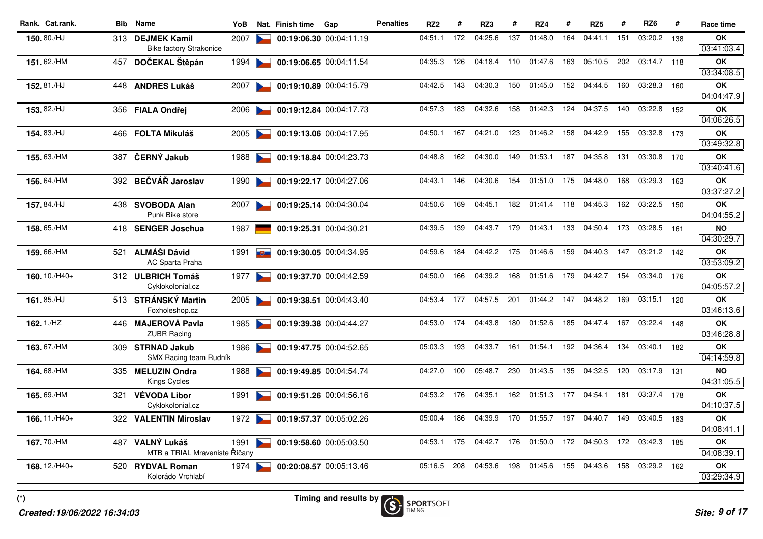| Rank. | Cat.rank. | Bib | Name | YoB | Nat. | Finish time | Gap | Penalties | RZ2 | # | RZ3 | # | RZ4 | # | RZ5 | # | RZ6 | # | Race time |
|---|---|---|---|---|---|---|---|---|---|---|---|---|---|---|---|---|---|---|---|
| 150. | 80./HJ | 313 | **DEJMEK Kamil**<br>Bike factory Strakonice | 2007 | | **00:19:06.30** | 00:04:11.19 | | 04:51.1 | 172 | 04:25.6 | 137 | 01:48.0 | 164 | 04:41.1 | 151 | 03:20.2 | 138 | **OK**<br>03:41:03.4 |
| 151. | 62./HM | 457 | **DOČEKAL Štěpán** | 1994 | | **00:19:06.65** | 00:04:11.54 | | 04:35.3 | 126 | 04:18.4 | 110 | 01:47.6 | 163 | 05:10.5 | 202 | 03:14.7 | 118 | **OK**<br>03:34:08.5 |
| 152. | 81./HJ | 448 | **ANDRES Lukáš** | 2007 | | **00:19:10.89** | 00:04:15.79 | | 04:42.5 | 143 | 04:30.3 | 150 | 01:45.0 | 152 | 04:44.5 | 160 | 03:28.3 | 160 | **OK**<br>04:04:47.9 |
| 153. | 82./HJ | 356 | **FIALA Ondřej** | 2006 | | **00:19:12.84** | 00:04:17.73 | | 04:57.3 | 183 | 04:32.6 | 158 | 01:42.3 | 124 | 04:37.5 | 140 | 03:22.8 | 152 | **OK**<br>04:06:26.5 |
| 154. | 83./HJ | 466 | **FOLTA Mikuláš** | 2005 | | **00:19:13.06** | 00:04:17.95 | | 04:50.1 | 167 | 04:21.0 | 123 | 01:46.2 | 158 | 04:42.9 | 155 | 03:32.8 | 173 | **OK**<br>03:49:32.8 |
| 155. | 63./HM | 387 | **ČERNÝ Jakub** | 1988 | | **00:19:18.84** | 00:04:23.73 | | 04:48.8 | 162 | 04:30.0 | 149 | 01:53.1 | 187 | 04:35.8 | 131 | 03:30.8 | 170 | **OK**<br>03:40:41.6 |
| 156. | 64./HM | 392 | **BEČVÁŘ Jaroslav** | 1990 | | **00:19:22.17** | 00:04:27.06 | | 04:43.1 | 146 | 04:30.6 | 154 | 01:51.0 | 175 | 04:48.0 | 168 | 03:29.3 | 163 | **OK**<br>03:37:27.2 |
| 157. | 84./HJ | 438 | **SVOBODA Alan**<br>Punk Bike store | 2007 | | **00:19:25.14** | 00:04:30.04 | | 04:50.6 | 169 | 04:45.1 | 182 | 01:41.4 | 118 | 04:45.3 | 162 | 03:22.5 | 150 | **OK**<br>04:04:55.2 |
| 158. | 65./HM | 418 | **SENGER Joschua** | 1987 | | **00:19:25.31** | 00:04:30.21 | | 04:39.5 | 139 | 04:43.7 | 179 | 01:43.1 | 133 | 04:50.4 | 173 | 03:28.5 | 161 | **NO**<br>04:30:29.7 |
| 159. | 66./HM | 521 | **ALMÁŠI Dávid**<br>AC Sparta Praha | 1991 | | **00:19:30.05** | 00:04:34.95 | | 04:59.6 | 184 | 04:42.2 | 175 | 01:46.6 | 159 | 04:40.3 | 147 | 03:21.2 | 142 | **OK**<br>03:53:09.2 |
| 160. | 10./H40+ | 312 | **ULBRICH Tomáš**<br>Cyklokolonial.cz | 1977 | | **00:19:37.70** | 00:04:42.59 | | 04:50.0 | 166 | 04:39.2 | 168 | 01:51.6 | 179 | 04:42.7 | 154 | 03:34.0 | 176 | **OK**<br>04:05:57.2 |
| 161. | 85./HJ | 513 | **STRÁNSKÝ Martin**<br>Foxholeshop.cz | 2005 | | **00:19:38.51** | 00:04:43.40 | | 04:53.4 | 177 | 04:57.5 | 201 | 01:44.2 | 147 | 04:48.2 | 169 | 03:15.1 | 120 | **OK**<br>03:46:13.6 |
| 162. | 1./HZ | 446 | **MAJEROVÁ Pavla**<br>ZUBR Racing | 1985 | | **00:19:39.38** | 00:04:44.27 | | 04:53.0 | 174 | 04:43.8 | 180 | 01:52.6 | 185 | 04:47.4 | 167 | 03:22.4 | 148 | **OK**<br>03:46:28.8 |
| 163. | 67./HM | 309 | **STRNAD Jakub**<br>SMX Racing team Rudník | 1986 | | **00:19:47.75** | 00:04:52.65 | | 05:03.3 | 193 | 04:33.7 | 161 | 01:54.1 | 192 | 04:36.4 | 134 | 03:40.1 | 182 | **OK**<br>04:14:59.8 |
| 164. | 68./HM | 335 | **MELUZIN Ondra**<br>Kings Cycles | 1988 | | **00:19:49.85** | 00:04:54.74 | | 04:27.0 | 100 | 05:48.7 | 230 | 01:43.5 | 135 | 04:32.5 | 120 | 03:17.9 | 131 | **NO**<br>04:31:05.5 |
| 165. | 69./HM | 321 | **VÉVODA Libor**<br>Cyklokolonial.cz | 1991 | | **00:19:51.26** | 00:04:56.16 | | 04:53.2 | 176 | 04:35.1 | 162 | 01:51.3 | 177 | 04:54.1 | 181 | 03:37.4 | 178 | **OK**<br>04:10:37.5 |
| 166. | 11./H40+ | 322 | **VALENTIN Miroslav** | 1972 | | **00:19:57.37** | 00:05:02.26 | | 05:00.4 | 186 | 04:39.9 | 170 | 01:55.7 | 197 | 04:40.7 | 149 | 03:40.5 | 183 | **OK**<br>04:08:41.1 |
| 167. | 70./HM | 487 | **VALNÝ Lukáš**<br>MTB a TRIAL Mraveniste Říčany | 1991 | | **00:19:58.60** | 00:05:03.50 | | 04:53.1 | 175 | 04:42.7 | 176 | 01:50.0 | 172 | 04:50.3 | 172 | 03:42.3 | 185 | **OK**<br>04:08:39.1 |
| 168. | 12./H40+ | 520 | **RYDVAL Roman**<br>Kolorádo Vrchlabí | 1974 | | **00:20:08.57** | 00:05:13.46 | | 05:16.5 | 208 | 04:53.6 | 198 | 01:45.6 | 155 | 04:43.6 | 158 | 03:29.2 | 162 | **OK**<br>03:29:34.9 |

(*)

*Created:19/06/2022 16:34:03*

Timing and results by SPORTSOFT TIMING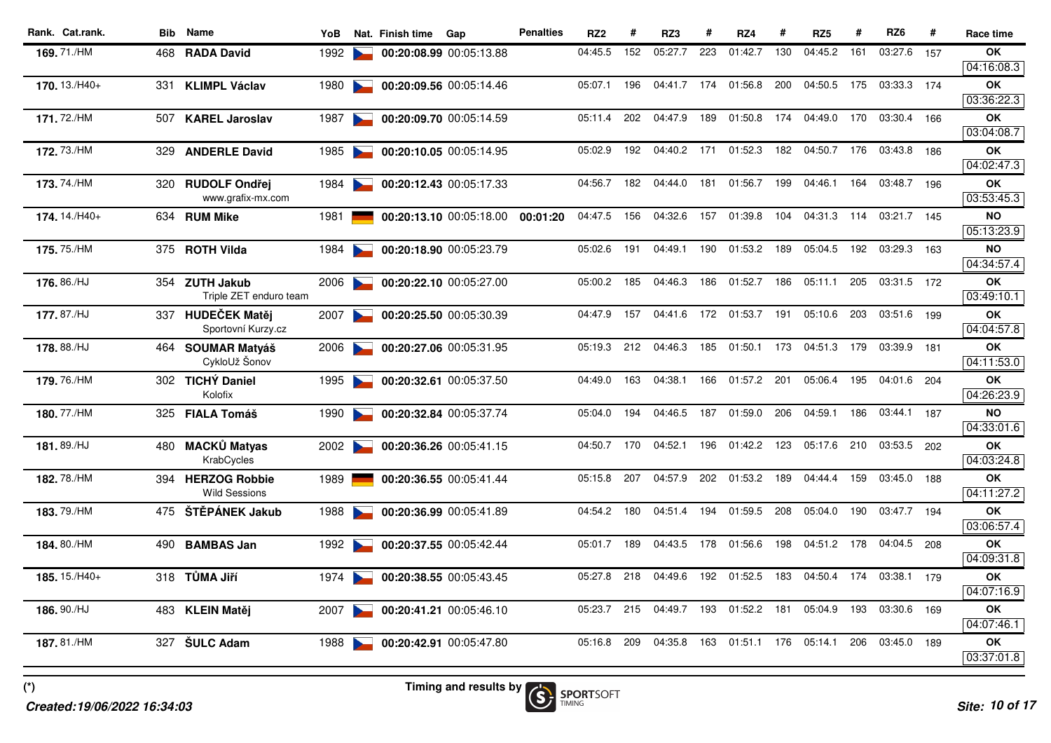| Rank. | Cat.rank. | Bib | Name | YoB | Nat. | Finish time | Gap | Penalties | RZ2 | # | RZ3 | # | RZ4 | # | RZ5 | # | RZ6 | # | Race time |
|---|---|---|---|---|---|---|---|---|---|---|---|---|---|---|---|---|---|---|---|
| **169.** | 71./HM | 468 | **RADA David** | 1992 | CZE | **00:20:08.99** | 00:05:13.88 | | 04:45.5 | 152 | 05:27.7 | 223 | 01:42.7 | 130 | 04:45.2 | 161 | 03:27.6 | 157 | **OK** 04:16:08.3 |
| **170.** | 13./H40+ | 331 | **KLIMPL Václav** | 1980 | CZE | **00:20:09.56** | 00:05:14.46 | | 05:07.1 | 196 | 04:41.7 | 174 | 01:56.8 | 200 | 04:50.5 | 175 | 03:33.3 | 174 | **OK** 03:36:22.3 |
| **171.** | 72./HM | 507 | **KAREL Jaroslav** | 1987 | CZE | **00:20:09.70** | 00:05:14.59 | | 05:11.4 | 202 | 04:47.9 | 189 | 01:50.8 | 174 | 04:49.0 | 170 | 03:30.4 | 166 | **OK** 03:04:08.7 |
| **172.** | 73./HM | 329 | **ANDERLE David** | 1985 | CZE | **00:20:10.05** | 00:05:14.95 | | 05:02.9 | 192 | 04:40.2 | 171 | 01:52.3 | 182 | 04:50.7 | 176 | 03:43.8 | 186 | **OK** 04:02:47.3 |
| **173.** | 74./HM | 320 | **RUDOLF Ondřej** www.grafix-mx.com | 1984 | CZE | **00:20:12.43** | 00:05:17.33 | | 04:56.7 | 182 | 04:44.0 | 181 | 01:56.7 | 199 | 04:46.1 | 164 | 03:48.7 | 196 | **OK** 03:53:45.3 |
| **174.** | 14./H40+ | 634 | **RUM Mike** | 1981 | GER | **00:20:13.10** | 00:05:18.00 | **00:01:20** | 04:47.5 | 156 | 04:32.6 | 157 | 01:39.8 | 104 | 04:31.3 | 114 | 03:21.7 | 145 | **NO** 05:13:23.9 |
| **175.** | 75./HM | 375 | **ROTH Vilda** | 1984 | CZE | **00:20:18.90** | 00:05:23.79 | | 05:02.6 | 191 | 04:49.1 | 190 | 01:53.2 | 189 | 05:04.5 | 192 | 03:29.3 | 163 | **NO** 04:34:57.4 |
| **176.** | 86./HJ | 354 | **ZUTH Jakub** Triple ZET enduro team | 2006 | CZE | **00:20:22.10** | 00:05:27.00 | | 05:00.2 | 185 | 04:46.3 | 186 | 01:52.7 | 186 | 05:11.1 | 205 | 03:31.5 | 172 | **OK** 03:49:10.1 |
| **177.** | 87./HJ | 337 | **HUDEČEK Matěj** Sportovní Kurzy.cz | 2007 | CZE | **00:20:25.50** | 00:05:30.39 | | 04:47.9 | 157 | 04:41.6 | 172 | 01:53.7 | 191 | 05:10.6 | 203 | 03:51.6 | 199 | **OK** 04:04:57.8 |
| **178.** | 88./HJ | 464 | **SOUMAR Matyáš** CykloUž Šonov | 2006 | CZE | **00:20:27.06** | 00:05:31.95 | | 05:19.3 | 212 | 04:46.3 | 185 | 01:50.1 | 173 | 04:51.3 | 179 | 03:39.9 | 181 | **OK** 04:11:53.0 |
| **179.** | 76./HM | 302 | **TICHÝ Daniel** Kolofix | 1995 | CZE | **00:20:32.61** | 00:05:37.50 | | 04:49.0 | 163 | 04:38.1 | 166 | 01:57.2 | 201 | 05:06.4 | 195 | 04:01.6 | 204 | **OK** 04:26:23.9 |
| **180.** | 77./HM | 325 | **FIALA Tomáš** | 1990 | CZE | **00:20:32.84** | 00:05:37.74 | | 05:04.0 | 194 | 04:46.5 | 187 | 01:59.0 | 206 | 04:59.1 | 186 | 03:44.1 | 187 | **NO** 04:33:01.6 |
| **181.** | 89./HJ | 480 | **MACKŮ Matyas** KrabCycles | 2002 | CZE | **00:20:36.26** | 00:05:41.15 | | 04:50.7 | 170 | 04:52.1 | 196 | 01:42.2 | 123 | 05:17.6 | 210 | 03:53.5 | 202 | **OK** 04:03:24.8 |
| **182.** | 78./HM | 394 | **HERZOG Robbie** Wild Sessions | 1989 | GER | **00:20:36.55** | 00:05:41.44 | | 05:15.8 | 207 | 04:57.9 | 202 | 01:53.2 | 189 | 04:44.4 | 159 | 03:45.0 | 188 | **OK** 04:11:27.2 |
| **183.** | 79./HM | 475 | **ŠTĚPÁNEK Jakub** | 1988 | CZE | **00:20:36.99** | 00:05:41.89 | | 04:54.2 | 180 | 04:51.4 | 194 | 01:59.5 | 208 | 05:04.0 | 190 | 03:47.7 | 194 | **OK** 03:06:57.4 |
| **184.** | 80./HM | 490 | **BAMBAS Jan** | 1992 | CZE | **00:20:37.55** | 00:05:42.44 | | 05:01.7 | 189 | 04:43.5 | 178 | 01:56.6 | 198 | 04:51.2 | 178 | 04:04.5 | 208 | **OK** 04:09:31.8 |
| **185.** | 15./H40+ | 318 | **TŮMA Jiří** | 1974 | CZE | **00:20:38.55** | 00:05:43.45 | | 05:27.8 | 218 | 04:49.6 | 192 | 01:52.5 | 183 | 04:50.4 | 174 | 03:38.1 | 179 | **OK** 04:07:16.9 |
| **186.** | 90./HJ | 483 | **KLEIN Matěj** | 2007 | CZE | **00:20:41.21** | 00:05:46.10 | | 05:23.7 | 215 | 04:49.7 | 193 | 01:52.2 | 181 | 05:04.9 | 193 | 03:30.6 | 169 | **OK** 04:07:46.1 |
| **187.** | 81./HM | 327 | **ŠULC Adam** | 1988 | CZE | **00:20:42.91** | 00:05:47.80 | | 05:16.8 | 209 | 04:35.8 | 163 | 01:51.1 | 176 | 05:14.1 | 206 | 03:45.0 | 189 | **OK** 03:37:01.8 |

(*)

**Timing and results by** SPORTSOFT TIMING

*Created:19/06/2022 16:34:03*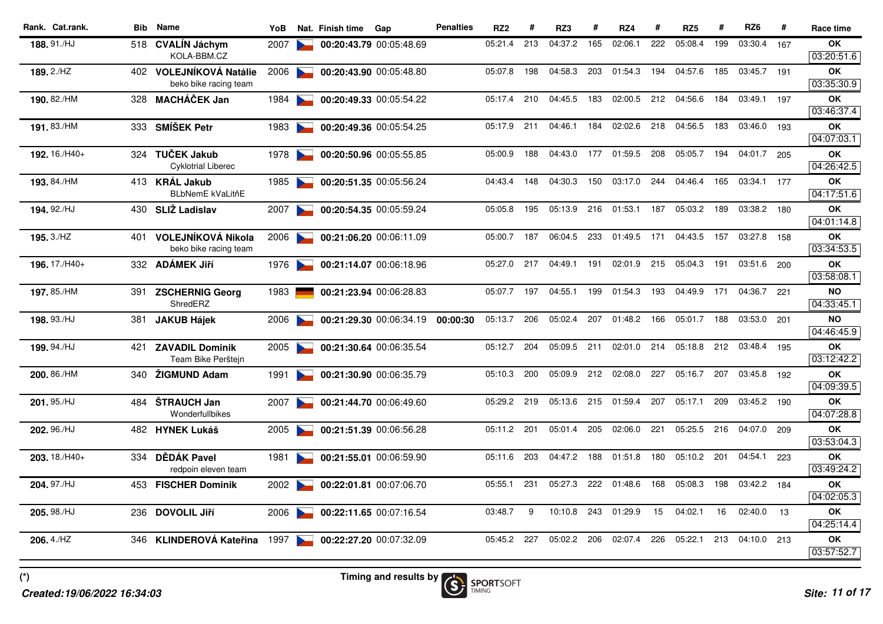| Rank. | Cat.rank. | Bib | Name | YoB | Nat. | Finish time | Gap | Penalties | RZ2 | # | RZ3 | # | RZ4 | # | RZ5 | # | RZ6 | # | Race time |
|---|---|---|---|---|---|---|---|---|---|---|---|---|---|---|---|---|---|---|---|
| **188.** | 91./HJ | 518 | **CVALÍN Jáchym** KOLA-BBM.CZ | 2007 | CZE | **00:20:43.79** | 00:05:48.69 | | 05:21.4 | 213 | 04:37.2 | 165 | 02:06.1 | 222 | 05:08.4 | 199 | 03:30.4 | 167 | **OK** 03:20:51.6 |
| **189.** | 2./HZ | 402 | **VOLEJNÍKOVÁ Natálie** beko bike racing team | 2006 | CZE | **00:20:43.90** | 00:05:48.80 | | 05:07.8 | 198 | 04:58.3 | 203 | 01:54.3 | 194 | 04:57.6 | 185 | 03:45.7 | 191 | **OK** 03:35:30.9 |
| **190.** | 82./HM | 328 | **MACHÁČEK Jan** | 1984 | CZE | **00:20:49.33** | 00:05:54.22 | | 05:17.4 | 210 | 04:45.5 | 183 | 02:00.5 | 212 | 04:56.6 | 184 | 03:49.1 | 197 | **OK** 03:46:37.4 |
| **191.** | 83./HM | 333 | **SMÍŠEK Petr** | 1983 | CZE | **00:20:49.36** | 00:05:54.25 | | 05:17.9 | 211 | 04:46.1 | 184 | 02:02.6 | 218 | 04:56.5 | 183 | 03:46.0 | 193 | **OK** 04:07:03.1 |
| **192.** | 16./H40+ | 324 | **TUČEK Jakub** Cyklotrial Liberec | 1978 | CZE | **00:20:50.96** | 00:05:55.85 | | 05:00.9 | 188 | 04:43.0 | 177 | 01:59.5 | 208 | 05:05.7 | 194 | 04:01.7 | 205 | **OK** 04:26:42.5 |
| **193.** | 84./HM | 413 | **KRÁL Jakub** BLbNemE kVaLitňE | 1985 | CZE | **00:20:51.35** | 00:05:56.24 | | 04:43.4 | 148 | 04:30.3 | 150 | 03:17.0 | 244 | 04:46.4 | 165 | 03:34.1 | 177 | **OK** 04:17:51.6 |
| **194.** | 92./HJ | 430 | **SLIŽ Ladislav** | 2007 | CZE | **00:20:54.35** | 00:05:59.24 | | 05:05.8 | 195 | 05:13.9 | 216 | 01:53.1 | 187 | 05:03.2 | 189 | 03:38.2 | 180 | **OK** 04:01:14.8 |
| **195.** | 3./HZ | 401 | **VOLEJNÍKOVÁ Nikola** beko bike racing team | 2006 | CZE | **00:21:06.20** | 00:06:11.09 | | 05:00.7 | 187 | 06:04.5 | 233 | 01:49.5 | 171 | 04:43.5 | 157 | 03:27.8 | 158 | **OK** 03:34:53.5 |
| **196.** | 17./H40+ | 332 | **ADÁMEK Jiří** | 1976 | CZE | **00:21:14.07** | 00:06:18.96 | | 05:27.0 | 217 | 04:49.1 | 191 | 02:01.9 | 215 | 05:04.3 | 191 | 03:51.6 | 200 | **OK** 03:58:08.1 |
| **197.** | 85./HM | 391 | **ZSCHERNIG Georg** ShredERZ | 1983 | GER | **00:21:23.94** | 00:06:28.83 | | 05:07.7 | 197 | 04:55.1 | 199 | 01:54.3 | 193 | 04:49.9 | 171 | 04:36.7 | 221 | **NO** 04:33:45.1 |
| **198.** | 93./HJ | 381 | **JAKUB Hájek** | 2006 | CZE | **00:21:29.30** | 00:06:34.19 | **00:00:30** | 05:13.7 | 206 | 05:02.4 | 207 | 01:48.2 | 166 | 05:01.7 | 188 | 03:53.0 | 201 | **NO** 04:46:45.9 |
| **199.** | 94./HJ | 421 | **ZAVADIL Dominik** Team Bike Perštejn | 2005 | CZE | **00:21:30.64** | 00:06:35.54 | | 05:12.7 | 204 | 05:09.5 | 211 | 02:01.0 | 214 | 05:18.8 | 212 | 03:48.4 | 195 | **OK** 03:12:42.2 |
| **200.** | 86./HM | 340 | **ŽIGMUND Adam** | 1991 | CZE | **00:21:30.90** | 00:06:35.79 | | 05:10.3 | 200 | 05:09.9 | 212 | 02:08.0 | 227 | 05:16.7 | 207 | 03:45.8 | 192 | **OK** 04:09:39.5 |
| **201.** | 95./HJ | 484 | **ŠTRAUCH Jan** Wonderfullbikes | 2007 | CZE | **00:21:44.70** | 00:06:49.60 | | 05:29.2 | 219 | 05:13.6 | 215 | 01:59.4 | 207 | 05:17.1 | 209 | 03:45.2 | 190 | **OK** 04:07:28.8 |
| **202.** | 96./HJ | 482 | **HYNEK Lukáš** | 2005 | CZE | **00:21:51.39** | 00:06:56.28 | | 05:11.2 | 201 | 05:01.4 | 205 | 02:06.0 | 221 | 05:25.5 | 216 | 04:07.0 | 209 | **OK** 03:53:04.3 |
| **203.** | 18./H40+ | 334 | **DĚDÁK Pavel** redpoin eleven team | 1981 | CZE | **00:21:55.01** | 00:06:59.90 | | 05:11.6 | 203 | 04:47.2 | 188 | 01:51.8 | 180 | 05:10.2 | 201 | 04:54.1 | 223 | **OK** 03:49:24.2 |
| **204.** | 97./HJ | 453 | **FISCHER Dominik** | 2002 | CZE | **00:22:01.81** | 00:07:06.70 | | 05:55.1 | 231 | 05:27.3 | 222 | 01:48.6 | 168 | 05:08.3 | 198 | 03:42.2 | 184 | **OK** 04:02:05.3 |
| **205.** | 98./HJ | 236 | **DOVOLIL Jiří** | 2006 | CZE | **00:22:11.65** | 00:07:16.54 | | 03:48.7 | 9 | 10:10.8 | 243 | 01:29.9 | 15 | 04:02.1 | 16 | 02:40.0 | 13 | **OK** 04:25:14.4 |
| **206.** | 4./HZ | 346 | **KLINDEROVÁ Kateřina** | 1997 | CZE | **00:22:27.20** | 00:07:32.09 | | 05:45.2 | 227 | 05:02.2 | 206 | 02:07.4 | 226 | 05:22.1 | 213 | 04:10.0 | 213 | **OK** 03:57:52.7 |

(*)

*Created:19/06/2022 16:34:03*

Timing and results by SPORTSOFT TIMING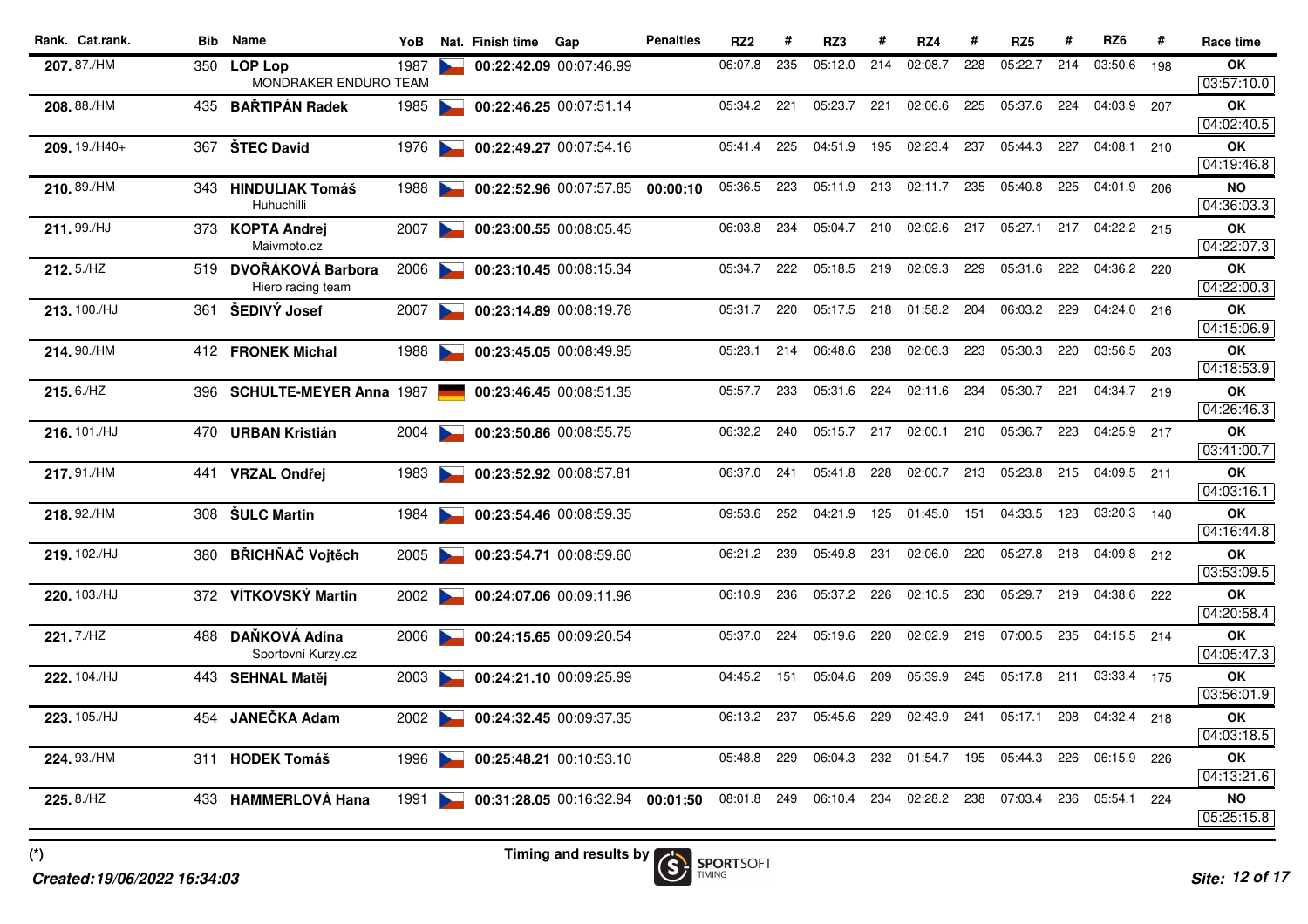| Rank. | Cat.rank. | Bib | Name | YoB | Nat. | Finish time | Gap | Penalties | RZ2 | # | RZ3 | # | RZ4 | # | RZ5 | # | RZ6 | # | Race time |
|---|---|---|---|---|---|---|---|---|---|---|---|---|---|---|---|---|---|---|---|
| 207. | 87./HM | 350 | **LOP Lop** MONDRAKER ENDURO TEAM | 1987 | CZE | **00:22:42.09** | 00:07:46.99 | | 06:07.8 | 235 | 05:12.0 | 214 | 02:08.7 | 228 | 05:22.7 | 214 | 03:50.6 | 198 | **OK** 03:57:10.0 |
| 208. | 88./HM | 435 | **BAŘTIPÁN Radek** | 1985 | CZE | **00:22:46.25** | 00:07:51.14 | | 05:34.2 | 221 | 05:23.7 | 221 | 02:06.6 | 225 | 05:37.6 | 224 | 04:03.9 | 207 | **OK** 04:02:40.5 |
| 209. | 19./H40+ | 367 | **ŠTEC David** | 1976 | CZE | **00:22:49.27** | 00:07:54.16 | | 05:41.4 | 225 | 04:51.9 | 195 | 02:23.4 | 237 | 05:44.3 | 227 | 04:08.1 | 210 | **OK** 04:19:46.8 |
| 210. | 89./HM | 343 | **HINDULIAK Tomáš** Huhuchilli | 1988 | CZE | **00:22:52.96** | 00:07:57.85 | **00:00:10** | 05:36.5 | 223 | 05:11.9 | 213 | 02:11.7 | 235 | 05:40.8 | 225 | 04:01.9 | 206 | **NO** 04:36:03.3 |
| 211. | 99./HJ | 373 | **KOPTA Andrej** Maivmoto.cz | 2007 | CZE | **00:23:00.55** | 00:08:05.45 | | 06:03.8 | 234 | 05:04.7 | 210 | 02:02.6 | 217 | 05:27.1 | 217 | 04:22.2 | 215 | **OK** 04:22:07.3 |
| 212. | 5./HZ | 519 | **DVOŘÁKOVÁ Barbora** Hiero racing team | 2006 | CZE | **00:23:10.45** | 00:08:15.34 | | 05:34.7 | 222 | 05:18.5 | 219 | 02:09.3 | 229 | 05:31.6 | 222 | 04:36.2 | 220 | **OK** 04:22:00.3 |
| 213. | 100./HJ | 361 | **ŠEDIVÝ Josef** | 2007 | CZE | **00:23:14.89** | 00:08:19.78 | | 05:31.7 | 220 | 05:17.5 | 218 | 01:58.2 | 204 | 06:03.2 | 229 | 04:24.0 | 216 | **OK** 04:15:06.9 |
| 214. | 90./HM | 412 | **FRONEK Michal** | 1988 | CZE | **00:23:45.05** | 00:08:49.95 | | 05:23.1 | 214 | 06:48.6 | 238 | 02:06.3 | 223 | 05:30.3 | 220 | 03:56.5 | 203 | **OK** 04:18:53.9 |
| 215. | 6./HZ | 396 | **SCHULTE-MEYER Anna** | 1987 | GER | **00:23:46.45** | 00:08:51.35 | | 05:57.7 | 233 | 05:31.6 | 224 | 02:11.6 | 234 | 05:30.7 | 221 | 04:34.7 | 219 | **OK** 04:26:46.3 |
| 216. | 101./HJ | 470 | **URBAN Kristián** | 2004 | CZE | **00:23:50.86** | 00:08:55.75 | | 06:32.2 | 240 | 05:15.7 | 217 | 02:00.1 | 210 | 05:36.7 | 223 | 04:25.9 | 217 | **OK** 03:41:00.7 |
| 217. | 91./HM | 441 | **VRZAL Ondřej** | 1983 | CZE | **00:23:52.92** | 00:08:57.81 | | 06:37.0 | 241 | 05:41.8 | 228 | 02:00.7 | 213 | 05:23.8 | 215 | 04:09.5 | 211 | **OK** 04:03:16.1 |
| 218. | 92./HM | 308 | **ŠULC Martin** | 1984 | CZE | **00:23:54.46** | 00:08:59.35 | | 09:53.6 | 252 | 04:21.9 | 125 | 01:45.0 | 151 | 04:33.5 | 123 | 03:20.3 | 140 | **OK** 04:16:44.8 |
| 219. | 102./HJ | 380 | **BŘICHŇÁČ Vojtěch** | 2005 | CZE | **00:23:54.71** | 00:08:59.60 | | 06:21.2 | 239 | 05:49.8 | 231 | 02:06.0 | 220 | 05:27.8 | 218 | 04:09.8 | 212 | **OK** 03:53:09.5 |
| 220. | 103./HJ | 372 | **VÍTKOVSKÝ Martin** | 2002 | CZE | **00:24:07.06** | 00:09:11.96 | | 06:10.9 | 236 | 05:37.2 | 226 | 02:10.5 | 230 | 05:29.7 | 219 | 04:38.6 | 222 | **OK** 04:20:58.4 |
| 221. | 7./HZ | 488 | **DAŇKOVÁ Adina** Sportovní Kurzy.cz | 2006 | CZE | **00:24:15.65** | 00:09:20.54 | | 05:37.0 | 224 | 05:19.6 | 220 | 02:02.9 | 219 | 07:00.5 | 235 | 04:15.5 | 214 | **OK** 04:05:47.3 |
| 222. | 104./HJ | 443 | **SEHNAL Matěj** | 2003 | CZE | **00:24:21.10** | 00:09:25.99 | | 04:45.2 | 151 | 05:04.6 | 209 | 05:39.9 | 245 | 05:17.8 | 211 | 03:33.4 | 175 | **OK** 03:56:01.9 |
| 223. | 105./HJ | 454 | **JANEČKA Adam** | 2002 | CZE | **00:24:32.45** | 00:09:37.35 | | 06:13.2 | 237 | 05:45.6 | 229 | 02:43.9 | 241 | 05:17.1 | 208 | 04:32.4 | 218 | **OK** 04:03:18.5 |
| 224. | 93./HM | 311 | **HODEK Tomáš** | 1996 | CZE | **00:25:48.21** | 00:10:53.10 | | 05:48.8 | 229 | 06:04.3 | 232 | 01:54.7 | 195 | 05:44.3 | 226 | 06:15.9 | 226 | **OK** 04:13:21.6 |
| 225. | 8./HZ | 433 | **HAMMERLOVÁ Hana** | 1991 | CZE | **00:31:28.05** | 00:16:32.94 | **00:01:50** | 08:01.8 | 249 | 06:10.4 | 234 | 02:28.2 | 238 | 07:03.4 | 236 | 05:54.1 | 224 | **NO** 05:25:15.8 |

(*)

Timing and results by SPORTSOFT TIMING

*Created:19/06/2022 16:34:03*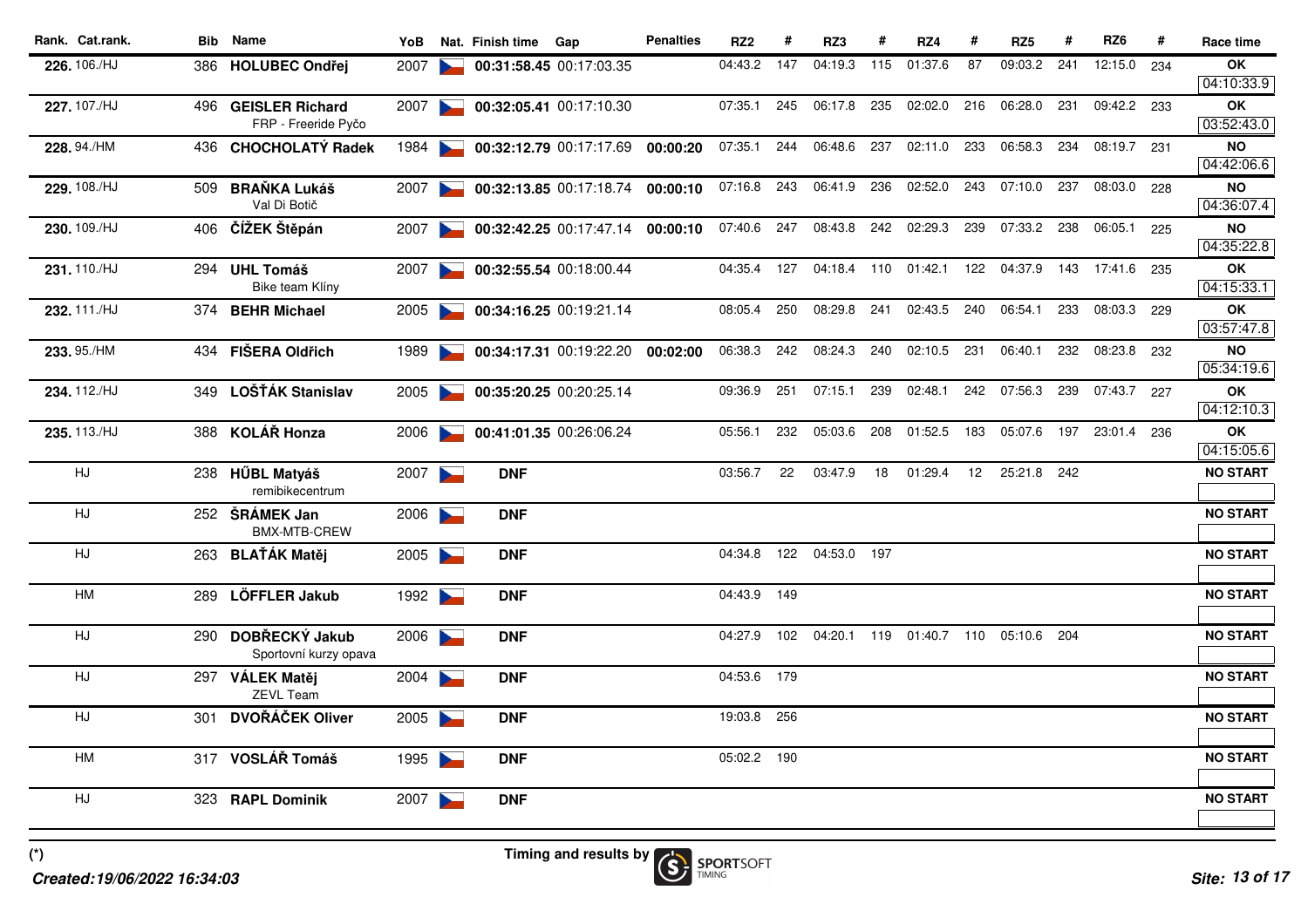| Rank. | Cat.rank. | Bib | Name | YoB | Nat. | Finish time | Gap | Penalties | RZ2 | # | RZ3 | # | RZ4 | # | RZ5 | # | RZ6 | # | Race time |
|---|---|---|---|---|---|---|---|---|---|---|---|---|---|---|---|---|---|---|---|
| 226. | 106./HJ | 386 | **HOLUBEC Ondřej** | 2007 | | **00:31:58.45** | 00:17:03.35 | | 04:43.2 | 147 | 04:19.3 | 115 | 01:37.6 | 87 | 09:03.2 | 241 | 12:15.0 | 234 | **OK** 04:10:33.9 |
| 227. | 107./HJ | 496 | **GEISLER Richard** FRP - Freeride Pyčo | 2007 | | **00:32:05.41** | 00:17:10.30 | | 07:35.1 | 245 | 06:17.8 | 235 | 02:02.0 | 216 | 06:28.0 | 231 | 09:42.2 | 233 | **OK** 03:52:43.0 |
| 228. | 94./HM | 436 | **CHOCHOLATÝ Radek** | 1984 | | **00:32:12.79** | 00:17:17.69 | **00:00:20** | 07:35.1 | 244 | 06:48.6 | 237 | 02:11.0 | 233 | 06:58.3 | 234 | 08:19.7 | 231 | **NO** 04:42:06.6 |
| 229. | 108./HJ | 509 | **BRAŇKA Lukáš** Val Di Botič | 2007 | | **00:32:13.85** | 00:17:18.74 | **00:00:10** | 07:16.8 | 243 | 06:41.9 | 236 | 02:52.0 | 243 | 07:10.0 | 237 | 08:03.0 | 228 | **NO** 04:36:07.4 |
| 230. | 109./HJ | 406 | **ČÍŽEK Štěpán** | 2007 | | **00:32:42.25** | 00:17:47.14 | **00:00:10** | 07:40.6 | 247 | 08:43.8 | 242 | 02:29.3 | 239 | 07:33.2 | 238 | 06:05.1 | 225 | **NO** 04:35:22.8 |
| 231. | 110./HJ | 294 | **UHL Tomáš** Bike team Klíny | 2007 | | **00:32:55.54** | 00:18:00.44 | | 04:35.4 | 127 | 04:18.4 | 110 | 01:42.1 | 122 | 04:37.9 | 143 | 17:41.6 | 235 | **OK** 04:15:33.1 |
| 232. | 111./HJ | 374 | **BEHR Michael** | 2005 | | **00:34:16.25** | 00:19:21.14 | | 08:05.4 | 250 | 08:29.8 | 241 | 02:43.5 | 240 | 06:54.1 | 233 | 08:03.3 | 229 | **OK** 03:57:47.8 |
| 233. | 95./HM | 434 | **FIŠERA Oldřich** | 1989 | | **00:34:17.31** | 00:19:22.20 | **00:02:00** | 06:38.3 | 242 | 08:24.3 | 240 | 02:10.5 | 231 | 06:40.1 | 232 | 08:23.8 | 232 | **NO** 05:34:19.6 |
| 234. | 112./HJ | 349 | **LOŠŤÁK Stanislav** | 2005 | | **00:35:20.25** | 00:20:25.14 | | 09:36.9 | 251 | 07:15.1 | 239 | 02:48.1 | 242 | 07:56.3 | 239 | 07:43.7 | 227 | **OK** 04:12:10.3 |
| 235. | 113./HJ | 388 | **KOLÁŘ Honza** | 2006 | | **00:41:01.35** | 00:26:06.24 | | 05:56.1 | 232 | 05:03.6 | 208 | 01:52.5 | 183 | 05:07.6 | 197 | 23:01.4 | 236 | **OK** 04:15:05.6 |
| | HJ | 238 | **HŮBL Matyáš** remibikecentrum | 2007 | | **DNF** | | | 03:56.7 | 22 | 03:47.9 | 18 | 01:29.4 | 12 | 25:21.8 | 242 | | | **NO START** |
| | HJ | 252 | **ŠRÁMEK Jan** BMX-MTB-CREW | 2006 | | **DNF** | | | | | | | | | | | | | **NO START** |
| | HJ | 263 | **BLAŤÁK Matěj** | 2005 | | **DNF** | | | 04:34.8 | 122 | 04:53.0 | 197 | | | | | | | **NO START** |
| | HM | 289 | **LÖFFLER Jakub** | 1992 | | **DNF** | | | 04:43.9 | 149 | | | | | | | | | **NO START** |
| | HJ | 290 | **DOBŘECKÝ Jakub** Sportovní kurzy opava | 2006 | | **DNF** | | | 04:27.9 | 102 | 04:20.1 | 119 | 01:40.7 | 110 | 05:10.6 | 204 | | | **NO START** |
| | HJ | 297 | **VÁLEK Matěj** ZEVL Team | 2004 | | **DNF** | | | 04:53.6 | 179 | | | | | | | | | **NO START** |
| | HJ | 301 | **DVOŘÁČEK Oliver** | 2005 | | **DNF** | | | 19:03.8 | 256 | | | | | | | | | **NO START** |
| | HM | 317 | **VOSLÁŘ Tomáš** | 1995 | | **DNF** | | | 05:02.2 | 190 | | | | | | | | | **NO START** |
| | HJ | 323 | **RAPL Dominik** | 2007 | | **DNF** | | | | | | | | | | | | | **NO START** |

(*)

*Created:19/06/2022 16:34:03*

Timing and results by SPORTSOFT TIMING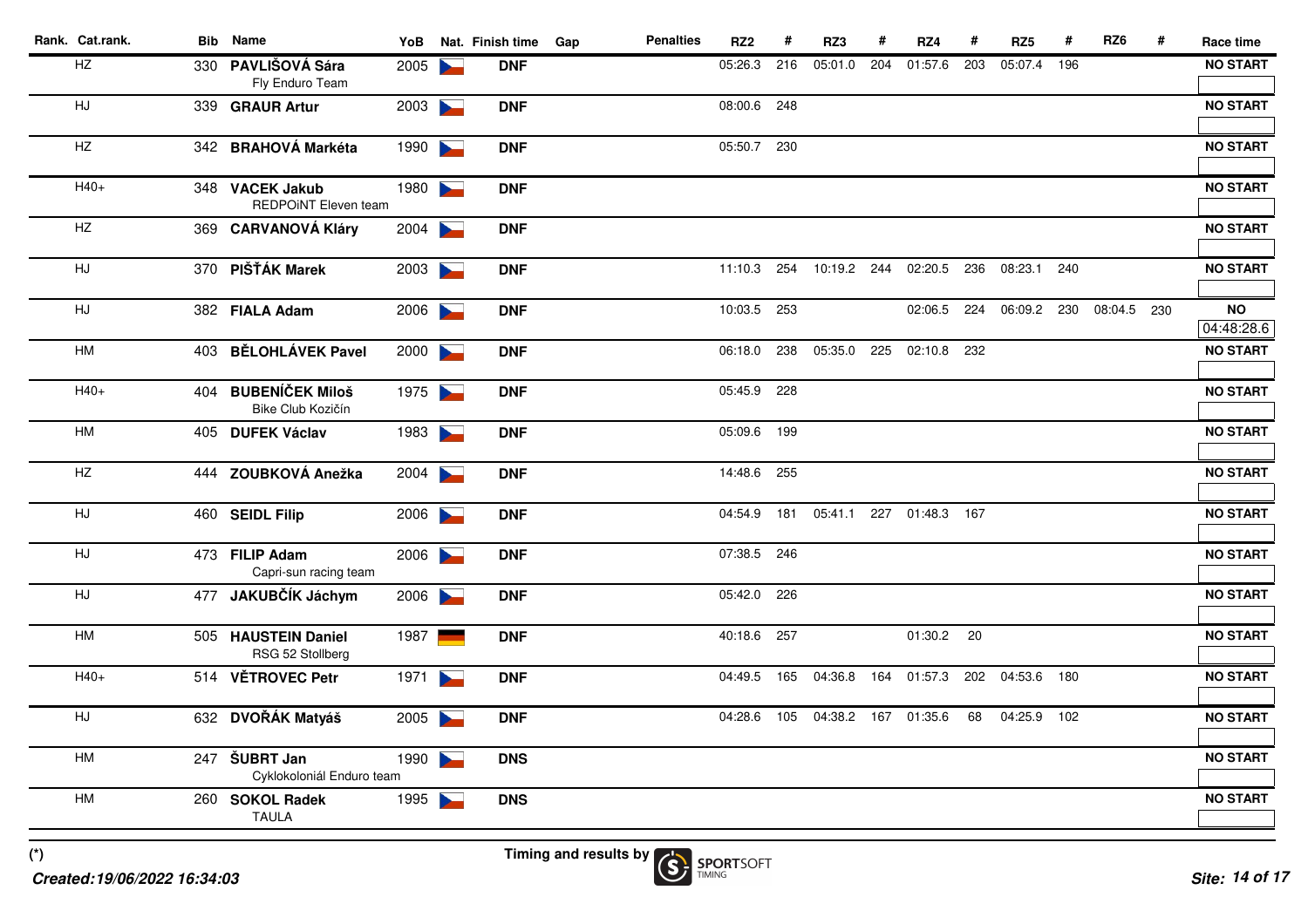| Rank. | Cat.rank. | Bib | Name | YoB | Nat. | Finish time | Gap | Penalties | RZ2 | # | RZ3 | # | RZ4 | # | RZ5 | # | RZ6 | # | Race time |
|---|---|---|---|---|---|---|---|---|---|---|---|---|---|---|---|---|---|---|---|
| | HZ | 330 | **PAVLIŠOVÁ Sára** Fly Enduro Team | 2005 | CZE | **DNF** | | | 05:26.3 | 216 | 05:01.0 | 204 | 01:57.6 | 203 | 05:07.4 | 196 | | | **NO START** |
| | HJ | 339 | **GRAUR Artur** | 2003 | CZE | **DNF** | | | 08:00.6 | 248 | | | | | | | | | **NO START** |
| | HZ | 342 | **BRAHOVÁ Markéta** | 1990 | CZE | **DNF** | | | 05:50.7 | 230 | | | | | | | | | **NO START** |
| | H40+ | 348 | **VACEK Jakub** REDPOiNT Eleven team | 1980 | CZE | **DNF** | | | | | | | | | | | | | **NO START** |
| | HZ | 369 | **CARVANOVÁ Kláry** | 2004 | CZE | **DNF** | | | | | | | | | | | | | **NO START** |
| | HJ | 370 | **PIŠŤÁK Marek** | 2003 | CZE | **DNF** | | | 11:10.3 | 254 | 10:19.2 | 244 | 02:20.5 | 236 | 08:23.1 | 240 | | | **NO START** |
| | HJ | 382 | **FIALA Adam** | 2006 | CZE | **DNF** | | | 10:03.5 | 253 | | | 02:06.5 | 224 | 06:09.2 | 230 | 08:04.5 | 230 | **NO** 04:48:28.6 |
| | HM | 403 | **BĚLOHLÁVEK Pavel** | 2000 | CZE | **DNF** | | | 06:18.0 | 238 | 05:35.0 | 225 | 02:10.8 | 232 | | | | | **NO START** |
| | H40+ | 404 | **BUBENÍČEK Miloš** Bike Club Kozičín | 1975 | CZE | **DNF** | | | 05:45.9 | 228 | | | | | | | | | **NO START** |
| | HM | 405 | **DUFEK Václav** | 1983 | CZE | **DNF** | | | 05:09.6 | 199 | | | | | | | | | **NO START** |
| | HZ | 444 | **ZOUBKOVÁ Anežka** | 2004 | CZE | **DNF** | | | 14:48.6 | 255 | | | | | | | | | **NO START** |
| | HJ | 460 | **SEIDL Filip** | 2006 | CZE | **DNF** | | | 04:54.9 | 181 | 05:41.1 | 227 | 01:48.3 | 167 | | | | | **NO START** |
| | HJ | 473 | **FILIP Adam** Capri-sun racing team | 2006 | CZE | **DNF** | | | 07:38.5 | 246 | | | | | | | | | **NO START** |
| | HJ | 477 | **JAKUBČÍK Jáchym** | 2006 | CZE | **DNF** | | | 05:42.0 | 226 | | | | | | | | | **NO START** |
| | HM | 505 | **HAUSTEIN Daniel** RSG 52 Stollberg | 1987 | GER | **DNF** | | | 40:18.6 | 257 | | | 01:30.2 | 20 | | | | | **NO START** |
| | H40+ | 514 | **VĚTROVEC Petr** | 1971 | CZE | **DNF** | | | 04:49.5 | 165 | 04:36.8 | 164 | 01:57.3 | 202 | 04:53.6 | 180 | | | **NO START** |
| | HJ | 632 | **DVOŘÁK Matyáš** | 2005 | CZE | **DNF** | | | 04:28.6 | 105 | 04:38.2 | 167 | 01:35.6 | 68 | 04:25.9 | 102 | | | **NO START** |
| | HM | 247 | **ŠUBRT Jan** Cyklokoloniál Enduro team | 1990 | CZE | **DNS** | | | | | | | | | | | | | **NO START** |
| | HM | 260 | **SOKOL Radek** TAULA | 1995 | CZE | **DNS** | | | | | | | | | | | | | **NO START** |

(*)

Timing and results by SPORTSOFT TIMING

*Created:19/06/2022 16:34:03*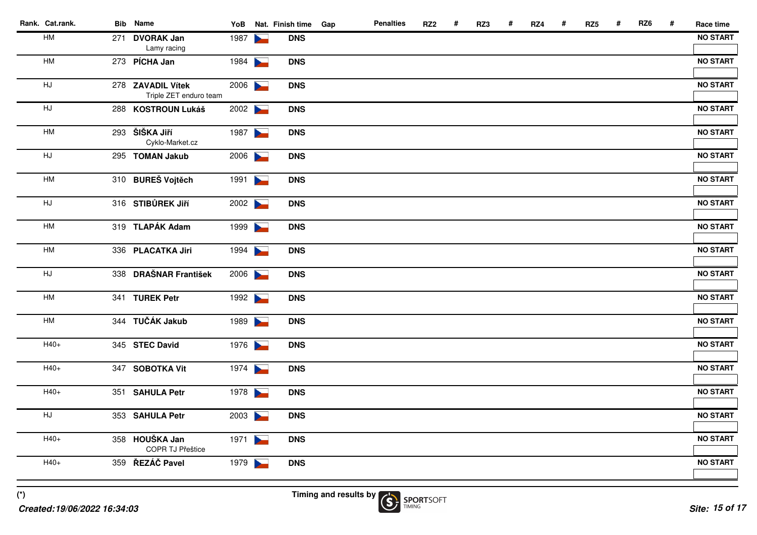| Rank. | Cat.rank. | Bib | Name | YoB | Nat. | Finish time | Gap | Penalties | RZ2 | # | RZ3 | # | RZ4 | # | RZ5 | # | RZ6 | # | Race time |
|---|---|---|---|---|---|---|---|---|---|---|---|---|---|---|---|---|---|---|---|
| | HM | 271 | **DVORAK Jan**<br>Lamy racing | 1987 | | **DNS** | | | | | | | | | | | | | **NO START** |
| | HM | 273 | **PÍCHA Jan** | 1984 | | **DNS** | | | | | | | | | | | | | **NO START** |
| | HJ | 278 | **ZAVADIL Vítek**<br>Triple ZET enduro team | 2006 | | **DNS** | | | | | | | | | | | | | **NO START** |
| | HJ | 288 | **KOSTROUN Lukáš** | 2002 | | **DNS** | | | | | | | | | | | | | **NO START** |
| | HM | 293 | **ŠIŠKA Jiří**<br>Cyklo-Market.cz | 1987 | | **DNS** | | | | | | | | | | | | | **NO START** |
| | HJ | 295 | **TOMAN Jakub** | 2006 | | **DNS** | | | | | | | | | | | | | **NO START** |
| | HM | 310 | **BUREŠ Vojtěch** | 1991 | | **DNS** | | | | | | | | | | | | | **NO START** |
| | HJ | 316 | **STIBŮREK Jiří** | 2002 | | **DNS** | | | | | | | | | | | | | **NO START** |
| | HM | 319 | **TLAPÁK Adam** | 1999 | | **DNS** | | | | | | | | | | | | | **NO START** |
| | HM | 336 | **PLACATKA Jiri** | 1994 | | **DNS** | | | | | | | | | | | | | **NO START** |
| | HJ | 338 | **DRAŠNAR František** | 2006 | | **DNS** | | | | | | | | | | | | | **NO START** |
| | HM | 341 | **TUREK Petr** | 1992 | | **DNS** | | | | | | | | | | | | | **NO START** |
| | HM | 344 | **TUČÁK Jakub** | 1989 | | **DNS** | | | | | | | | | | | | | **NO START** |
| | H40+ | 345 | **STEC David** | 1976 | | **DNS** | | | | | | | | | | | | | **NO START** |
| | H40+ | 347 | **SOBOTKA Vit** | 1974 | | **DNS** | | | | | | | | | | | | | **NO START** |
| | H40+ | 351 | **SAHULA Petr** | 1978 | | **DNS** | | | | | | | | | | | | | **NO START** |
| | HJ | 353 | **SAHULA Petr** | 2003 | | **DNS** | | | | | | | | | | | | | **NO START** |
| | H40+ | 358 | **HOUŠKA Jan**<br>COPR TJ Přeštice | 1971 | | **DNS** | | | | | | | | | | | | | **NO START** |
| | H40+ | 359 | **ŘEZÁČ Pavel** | 1979 | | **DNS** | | | | | | | | | | | | | **NO START** |

(*)

*Created:19/06/2022 16:34:03*

Timing and results by SPORTSOFT TIMING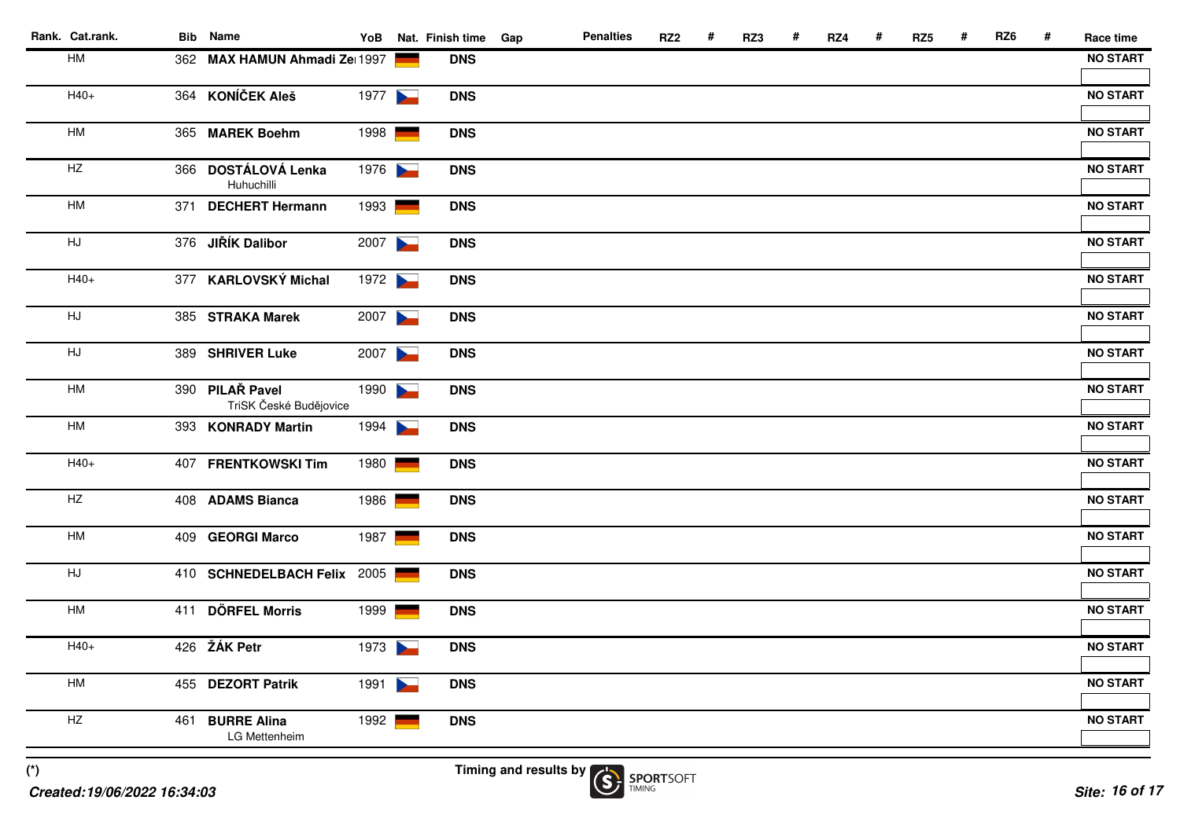| Rank. | Cat.rank. | Bib | Name | YoB | Nat. | Finish time | Gap | Penalties | RZ2 | # | RZ3 | # | RZ4 | # | RZ5 | # | RZ6 | # | Race time |
|---|---|---|---|---|---|---|---|---|---|---|---|---|---|---|---|---|---|---|---|
| | HM | 362 | **MAX HAMUN Ahmadi Ze** | 1997 | | **DNS** | | | | | | | | | | | | | **NO START** |
| | H40+ | 364 | **KONÍČEK Aleš** | 1977 | | **DNS** | | | | | | | | | | | | | **NO START** |
| | HM | 365 | **MAREK Boehm** | 1998 | | **DNS** | | | | | | | | | | | | | **NO START** |
| | HZ | 366 | **DOSTÁLOVÁ Lenka** Huhuchilli | 1976 | | **DNS** | | | | | | | | | | | | | **NO START** |
| | HM | 371 | **DECHERT Hermann** | 1993 | | **DNS** | | | | | | | | | | | | | **NO START** |
| | HJ | 376 | **JIŘÍK Dalibor** | 2007 | | **DNS** | | | | | | | | | | | | | **NO START** |
| | H40+ | 377 | **KARLOVSKÝ Michal** | 1972 | | **DNS** | | | | | | | | | | | | | **NO START** |
| | HJ | 385 | **STRAKA Marek** | 2007 | | **DNS** | | | | | | | | | | | | | **NO START** |
| | HJ | 389 | **SHRIVER Luke** | 2007 | | **DNS** | | | | | | | | | | | | | **NO START** |
| | HM | 390 | **PILAŘ Pavel** TriSK České Budějovice | 1990 | | **DNS** | | | | | | | | | | | | | **NO START** |
| | HM | 393 | **KONRADY Martin** | 1994 | | **DNS** | | | | | | | | | | | | | **NO START** |
| | H40+ | 407 | **FRENTKOWSKI Tim** | 1980 | | **DNS** | | | | | | | | | | | | | **NO START** |
| | HZ | 408 | **ADAMS Bianca** | 1986 | | **DNS** | | | | | | | | | | | | | **NO START** |
| | HM | 409 | **GEORGI Marco** | 1987 | | **DNS** | | | | | | | | | | | | | **NO START** |
| | HJ | 410 | **SCHNEDELBACH Felix** | 2005 | | **DNS** | | | | | | | | | | | | | **NO START** |
| | HM | 411 | **DÖRFEL Morris** | 1999 | | **DNS** | | | | | | | | | | | | | **NO START** |
| | H40+ | 426 | **ŽÁK Petr** | 1973 | | **DNS** | | | | | | | | | | | | | **NO START** |
| | HM | 455 | **DEZORT Patrik** | 1991 | | **DNS** | | | | | | | | | | | | | **NO START** |
| | HZ | 461 | **BURRE Alina** LG Mettenheim | 1992 | | **DNS** | | | | | | | | | | | | | **NO START** |

(*)

*Created:19/06/2022 16:34:03*

Timing and results by SPORTSOFT TIMING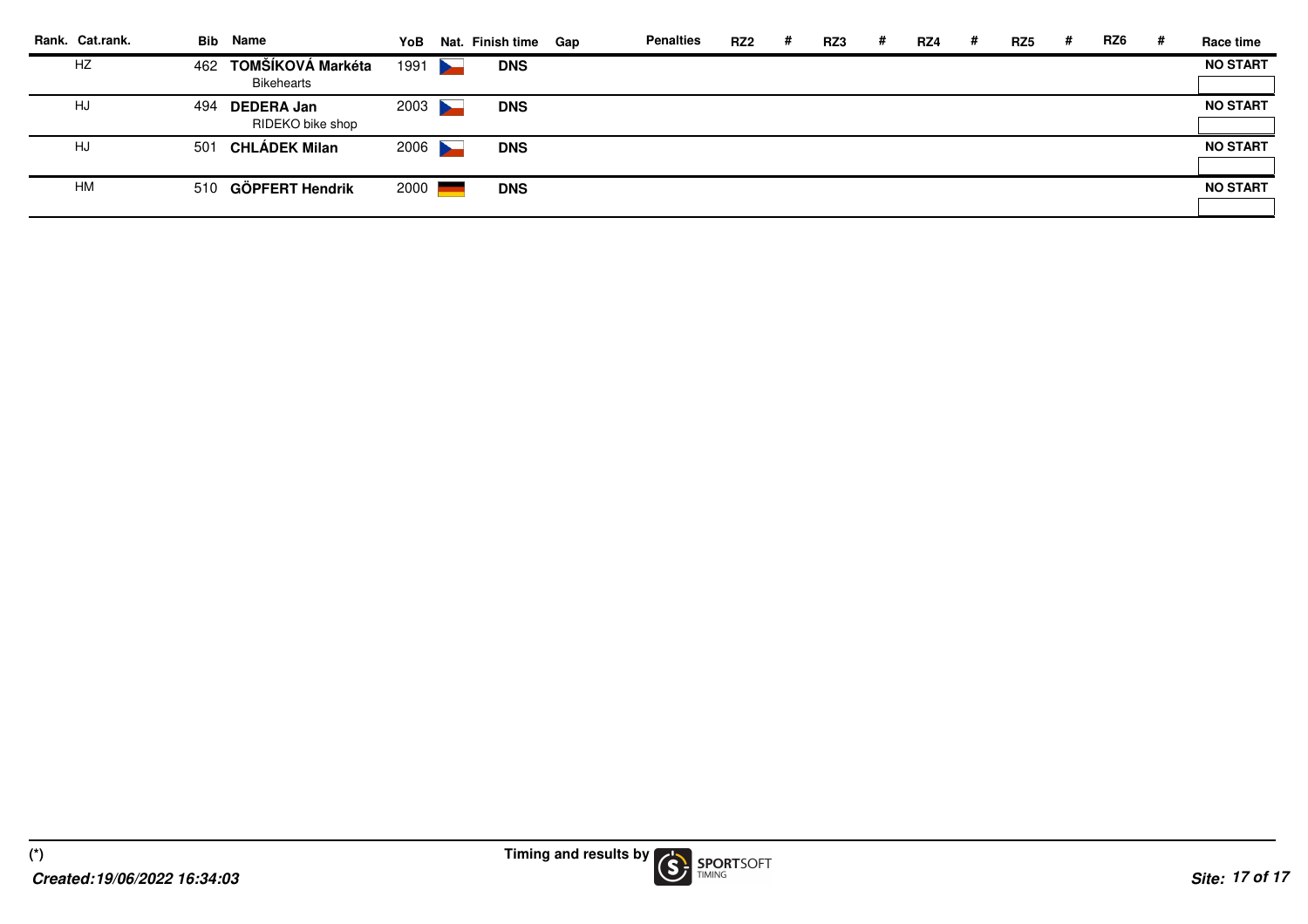| Rank. | Cat.rank. | Bib | Name | YoB | Nat. | Finish time | Gap | Penalties | RZ2 | # | RZ3 | # | RZ4 | # | RZ5 | # | RZ6 | # | Race time |
|---|---|---|---|---|---|---|---|---|---|---|---|---|---|---|---|---|---|---|---|
| | HZ | 462 | **TOMŠÍKOVÁ Markéta**<br>Bikehearts | 1991 | | **DNS** | | | | | | | | | | | | | **NO START** |
| | HJ | 494 | **DEDERA Jan**<br>RIDEKO bike shop | 2003 | | **DNS** | | | | | | | | | | | | | **NO START** |
| | HJ | 501 | **CHLÁDEK Milan** | 2006 | | **DNS** | | | | | | | | | | | | | **NO START** |
| | HM | 510 | **GÖPFERT Hendrik** | 2000 | | **DNS** | | | | | | | | | | | | | **NO START** |

(*)

*Created:19/06/2022 16:34:03*

Timing and results by SPORTSOFT TIMING